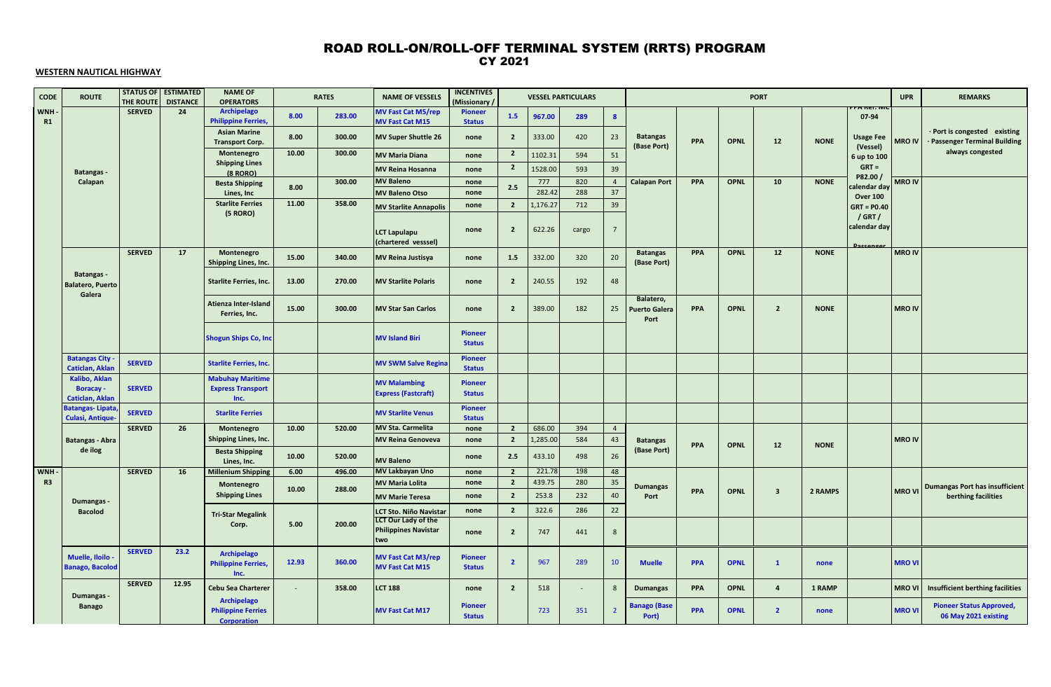# ROAD ROLL-ON/ROLL-OFF TERMINAL SYSTEM (RRTS) PROGRAM
## CY 2021

**WESTERN NAUTICAL HIGHWAY**

| CODE | ROUTE | STATUS OF THE ROUTE | ESTIMATED DISTANCE | NAME OF OPERATORS | RATES | | NAME OF VESSELS | INCENTIVES (Missionary / | VESSEL PARTICULARS | | | | PORT | | | | | | UPR | REMARKS |
|---|---|---|---|---|---|---|---|---|---|---|---|---|---|---|---|---|---|---|---|---|
| WNH - R1 | Batangas - Calapan | SERVED | 24 | Archipelago Philippine Ferries, | 8.00 | 283.00 | MV Fast Cat M5/rep MV Fast Cat M15 | Pioneer Status | 1.5 | 967.00 | 289 | 8 | Batangas (Base Port) | PPA | OPNL | 12 | NONE | PPA Ref. MC 07-94 Usage Fee (Vessel) 6 up to 100 GRT = P82.00 / calendar day Over 100 GRT = P0.40 / GRT / calendar day Passenger | MRO IV | · Port is congested existing · Passenger Terminal Building always congested |
| | | | | Asian Marine Transport Corp. | 8.00 | 300.00 | MV Super Shuttle 26 | none | 2 | 333.00 | 420 | 23 | | | | | | | | |
| | | | | Montenegro Shipping Lines (8 RORO) | 10.00 | 300.00 | MV Maria Diana | none | 2 | 1102.31 | 594 | 51 | | | | | | | | |
| | | | | | | | MV Reina Hosanna | none | 2 | 1528.00 | 593 | 39 | | | | | | | | |
| | | | | Besta Shipping Lines, Inc | 8.00 | 300.00 | MV Baleno | none | 2.5 | 777 | 820 | 4 | Calapan Port | PPA | OPNL | 10 | NONE | | MRO IV | |
| | | | | | | | MV Baleno Otso | none | | 282.42 | 288 | 37 | | | | | | | | |
| | | | | Starlite Ferries (5 RORO) | 11.00 | 358.00 | MV Starlite Annapolis | none | 2 | 1,176.27 | 712 | 39 | | | | | | | | |
| | | | | | | | LCT Lapulapu (chartered vesssel) | none | 2 | 622.26 | cargo | 7 | | | | | | | | |
| | Batangas - Balatero, Puerto Galera | SERVED | 17 | Montenegro Shipping Lines, Inc. | 15.00 | 340.00 | MV Reina Justisya | none | 1.5 | 332.00 | 320 | 20 | Batangas (Base Port) | PPA | OPNL | 12 | NONE | | MRO IV | |
| | | | | Starlite Ferries, Inc. | 13.00 | 270.00 | MV Starlite Polaris | none | 2 | 240.55 | 192 | 48 | | | | | | | | |
| | | | | Atienza Inter-Island Ferries, Inc. | 15.00 | 300.00 | MV Star San Carlos | none | 2 | 389.00 | 182 | 25 | Balatero, Puerto Galera Port | PPA | OPNL | 2 | NONE | | MRO IV | |
| | | | | Shogun Ships Co, Inc | | | MV Island Biri | Pioneer Status | | | | | | | | | | | | |
| | Batangas City - Caticlan, Aklan | SERVED | | Starlite Ferries, Inc. | | | MV SWM Salve Regina | Pioneer Status | | | | | | | | | | | | |
| | Kalibo, Aklan Boracay - Caticlan, Aklan | SERVED | | Mabuhay Maritime Express Transport Inc. | | | MV Malambing Express (Fastcraft) | Pioneer Status | | | | | | | | | | | | |
| | Batangas- Lipata, Culasi, Antique- | SERVED | | Starlite Ferries | | | MV Starlite Venus | Pioneer Status | | | | | | | | | | | | |
| | Batangas - Abra de ilog | SERVED | 26 | Montenegro Shipping Lines, Inc. | 10.00 | 520.00 | MV Sta. Carmelita | none | 2 | 686.00 | 394 | 4 | Batangas (Base Port) | PPA | OPNL | 12 | NONE | | MRO IV | |
| | | | | | | | MV Reina Genoveva | none | 2 | 1,285.00 | 584 | 43 | | | | | | | | |
| | | | | Besta Shipping Lines, Inc. | 10.00 | 520.00 | MV Baleno | none | 2.5 | 433.10 | 498 | 26 | | | | | | | | |
| WNH - R3 | Dumangas - Bacolod | SERVED | 16 | Millenium Shipping | 6.00 | 496.00 | MV Lakbayan Uno | none | 2 | 221.78 | 198 | 48 | Dumangas Port | PPA | OPNL | 3 | 2 RAMPS | | MRO VI | Dumangas Port has insufficient berthing facilities |
| | | | | Montenegro Shipping Lines | 10.00 | 288.00 | MV Maria Lolita | none | 2 | 439.75 | 280 | 35 | | | | | | | | |
| | | | | | | | MV Marie Teresa | none | 2 | 253.8 | 232 | 40 | | | | | | | | |
| | | | | Tri-Star Megalink Corp. | 5.00 | 200.00 | LCT Sto. Niño Navistar | none | 2 | 322.6 | 286 | 22 | | | | | | | | |
| | | | | | | | LCT Our Lady of the Philippines Navistar two | none | 2 | 747 | 441 | 8 | | | | | | | | |
| | Muelle, Iloilo - Banago, Bacolod | SERVED | 23.2 | Archipelago Philippine Ferries, Inc. | 12.93 | 360.00 | MV Fast Cat M3/rep MV Fast Cat M15 | Pioneer Status | 2 | 967 | 289 | 10 | Muelle | PPA | OPNL | 1 | none | | MRO VI | |
| | Dumangas - Banago | SERVED | 12.95 | Cebu Sea Charterer | - | 358.00 | LCT 188 | none | 2 | 518 | - | 8 | Dumangas | PPA | OPNL | 4 | 1 RAMP | | MRO VI | Insufficient berthing facilities |
| | | | | Archipelago Philippine Ferries Corporation | | | MV Fast Cat M17 | Pioneer Status | | 723 | 351 | 2 | Banago (Base Port) | PPA | OPNL | 2 | none | | MRO VI | Pioneer Status Approved, 06 May 2021 existing |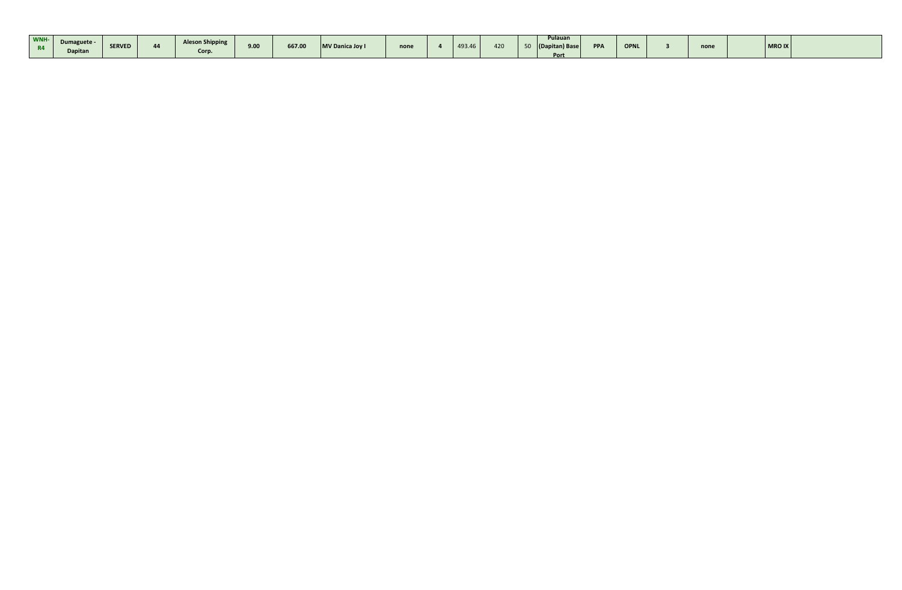| WNH-R4 | Dumaguete - Dapitan | SERVED | 44 | Aleson Shipping Corp. | 9.00 | 667.00 | MV Danica Joy I | none | 4 | 493.46 | 420 | 50 | Pulauan (Dapitan) Base Port | PPA | OPNL | 3 | none | | MRO IX | |
|---|---|---|---|---|---|---|---|---|---|---|---|---|---|---|---|---|---|---|---|---|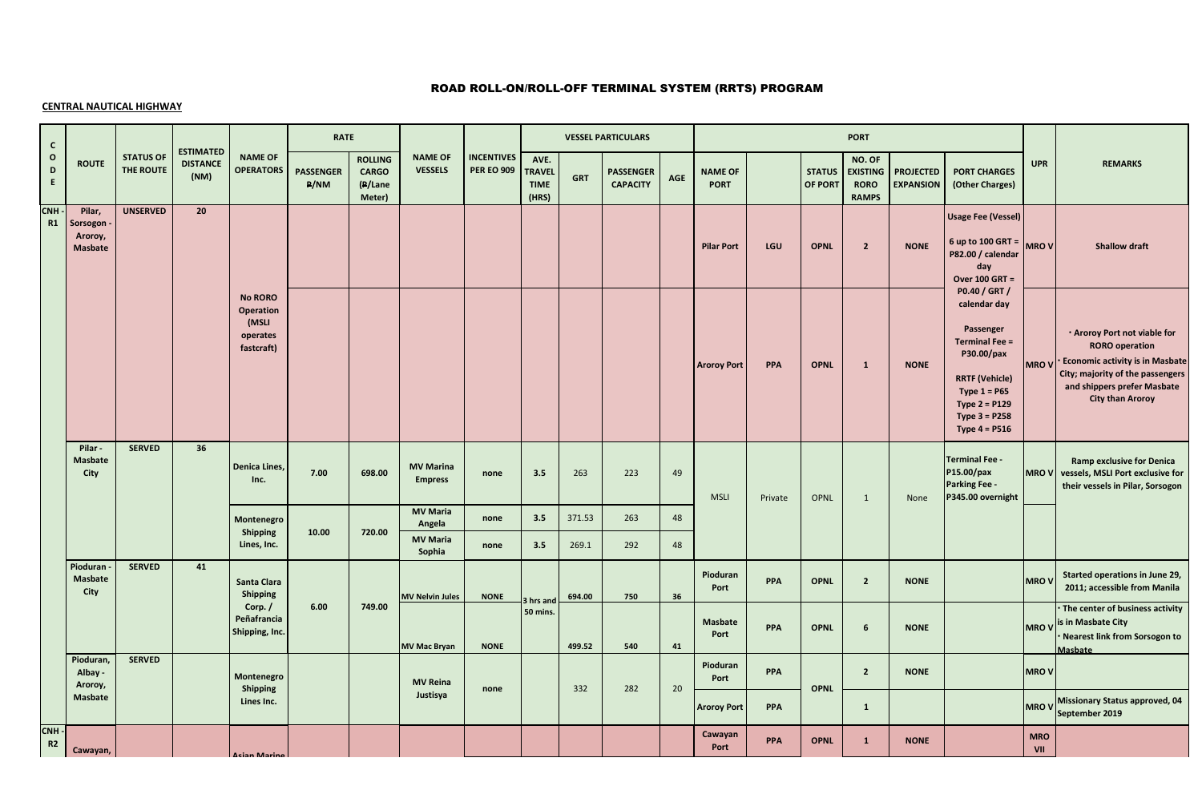# ROAD ROLL-ON/ROLL-OFF TERMINAL SYSTEM (RRTS) PROGRAM

**CENTRAL NAUTICAL HIGHWAY**

| CODE | ROUTE | STATUS OF THE ROUTE | ESTIMATED DISTANCE (NM) | NAME OF OPERATORS | RATE | | NAME OF VESSELS | INCENTIVES PER EO 909 | VESSEL PARTICULARS | | | | PORT | | | | | | UPR | REMARKS |
|---|---|---|---|---|---|---|---|---|---|---|---|---|---|---|---|---|---|---|---|---|
| | | | | | PASSENGER ₱/NM | ROLLING CARGO (₱/Lane Meter) | | | AVE. TRAVEL TIME (HRS) | GRT | PASSENGER CAPACITY | AGE | NAME OF PORT | | STATUS OF PORT | NO. OF EXISTING RORO RAMPS | PROJECTED EXPANSION | PORT CHARGES (Other Charges) | | |
| CNH - R1 | Pilar, Sorsogon - Aroroy, Masbate | UNSERVED | 20 | No RORO Operation (MSLI operates fastcraft) | | | | | | | | | Pilar Port | LGU | OPNL | 2 | NONE | Usage Fee (Vessel) 6 up to 100 GRT = P82.00 / calendar day Over 100 GRT = P0.40 / GRT / calendar day Passenger Terminal Fee = P30.00/pax RRTF (Vehicle) Type 1 = P65 Type 2 = P129 Type 3 = P258 Type 4 = P516 | MRO V | Shallow draft |
| | | | | | | | | | | | | | Aroroy Port | PPA | OPNL | 1 | NONE | | MRO V | · Aroroy Port not viable for RORO operation · Economic activity is in Masbate City; majority of the passengers and shippers prefer Masbate City than Aroroy |
| | Pilar - Masbate City | SERVED | 36 | Denica Lines, Inc. | 7.00 | 698.00 | MV Marina Empress | none | 3.5 | 263 | 223 | 49 | MSLI | Private | OPNL | 1 | None | Terminal Fee - P15.00/pax Parking Fee - P345.00 overnight | MRO V | Ramp exclusive for Denica vessels, MSLI Port exclusive for their vessels in Pilar, Sorsogon |
| | | | | Montenegro Shipping Lines, Inc. | 10.00 | 720.00 | MV Maria Angela | none | 3.5 | 371.53 | 263 | 48 | | | | | | | | |
| | | | | | | | MV Maria Sophia | none | 3.5 | 269.1 | 292 | 48 | | | | | | | | |
| | Pioduran - Masbate City | SERVED | 41 | Santa Clara Shipping Corp. / Peñafrancia Shipping, Inc. | 6.00 | 749.00 | MV Nelvin Jules | NONE | 3 hrs and 50 mins. | 694.00 | 750 | 36 | Pioduran Port | PPA | OPNL | 2 | NONE | | MRO V | Started operations in June 29, 2011; accessible from Manila |
| | | | | | | | MV Mac Bryan | NONE | | 499.52 | 540 | 41 | Masbate Port | PPA | OPNL | 6 | NONE | | MRO V | · The center of business activity is in Masbate City · Nearest link from Sorsogon to Masbate |
| | Pioduran, Albay - Aroroy, Masbate | SERVED | | Montenegro Shipping Lines Inc. | | | MV Reina Justisya | none | | 332 | 282 | 20 | Pioduran Port | PPA | OPNL | 2 | NONE | | MRO V | |
| | | | | | | | | | | | | | Aroroy Port | PPA | | 1 | | | MRO V | Missionary Status approved, 04 September 2019 |
| CNH - R2 | Cawayan, | | | Asian Marine | | | | | | | | | Cawayan Port | PPA | OPNL | 1 | NONE | | MRO VII | |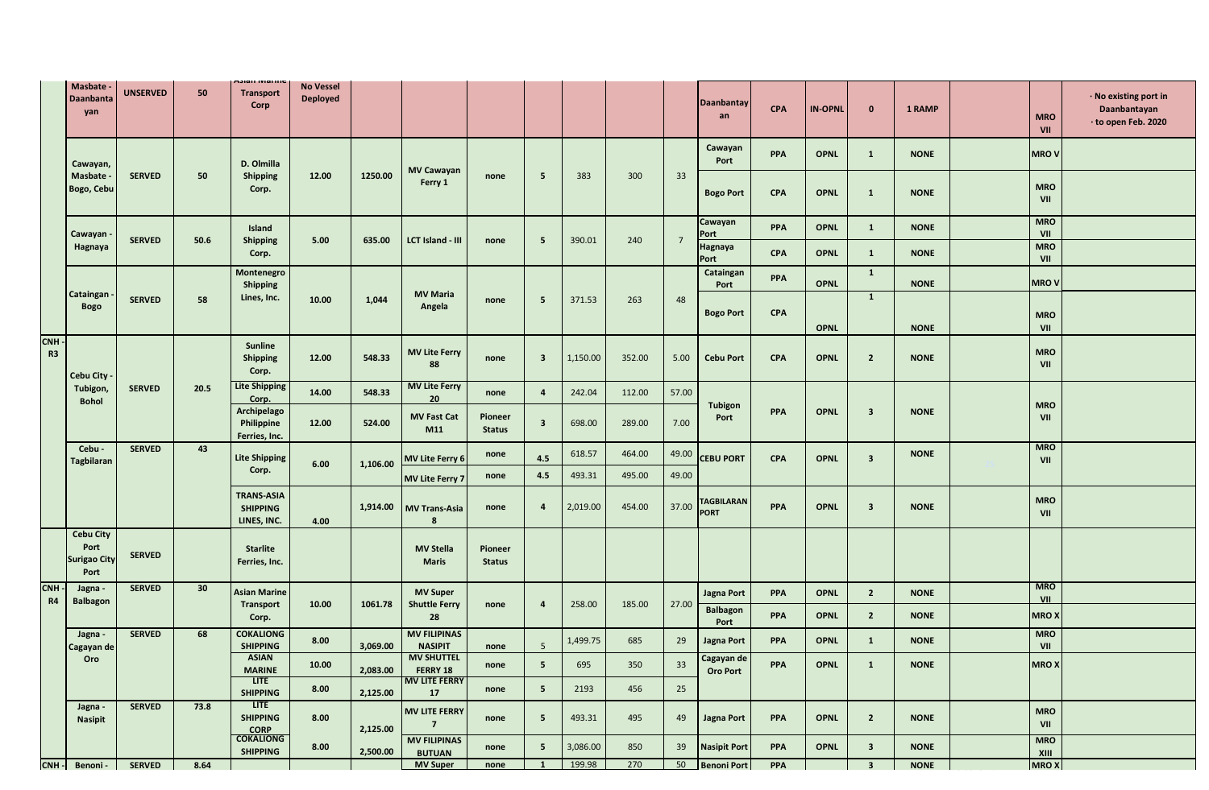| | | | | | | | | | | | | | | | | | | |
|---|---|---|---|---|---|---|---|---|---|---|---|---|---|---|---|---|---|---|
| | Masbate - Daanbantayan | UNSERVED | 50 | Asian Marine Transport Corp | No Vessel Deployed | | | | | | | | Daanbantayan | CPA | IN-OPNL | 0 | 1 RAMP | | MRO VII | · No existing port in Daanbantayan · to open Feb. 2020 |
| | Cawayan, Masbate - Bogo, Cebu | SERVED | 50 | D. Olmilla Shipping Corp. | 12.00 | 1250.00 | MV Cawayan Ferry 1 | none | 5 | 383 | 300 | 33 | Cawayan Port | PPA | OPNL | 1 | NONE | | MRO V | |
| | | | | | | | | | | | | | Bogo Port | CPA | OPNL | 1 | NONE | | MRO VII | |
| | Cawayan - Hagnaya | SERVED | 50.6 | Island Shipping Corp. | 5.00 | 635.00 | LCT Island - III | none | 5 | 390.01 | 240 | 7 | Cawayan Port | PPA | OPNL | 1 | NONE | | MRO VII | |
| | | | | | | | | | | | | | Hagnaya Port | CPA | OPNL | 1 | NONE | | MRO VII | |
| | Cataingan - Bogo | SERVED | 58 | Montenegro Shipping Lines, Inc. | 10.00 | 1,044 | MV Maria Angela | none | 5 | 371.53 | 263 | 48 | Cataingan Port | PPA | OPNL | 1 | NONE | | MRO V | |
| | | | | | | | | | | | | | Bogo Port | CPA | OPNL | 1 | NONE | | MRO VII | |
| CNH - R3 | Cebu City - Tubigon, Bohol | SERVED | 20.5 | Sunline Shipping Corp. | 12.00 | 548.33 | MV Lite Ferry 88 | none | 3 | 1,150.00 | 352.00 | 5.00 | Cebu Port | CPA | OPNL | 2 | NONE | | MRO VII | |
| | | | | Lite Shipping Corp. | 14.00 | 548.33 | MV Lite Ferry 20 | none | 4 | 242.04 | 112.00 | 57.00 | Tubigon Port | PPA | OPNL | 3 | NONE | | MRO VII | |
| | | | | Archipelago Philippine Ferries, Inc. | 12.00 | 524.00 | MV Fast Cat M11 | Pioneer Status | 3 | 698.00 | 289.00 | 7.00 | | | | | | | | |
| | Cebu - Tagbilaran | SERVED | 43 | Lite Shipping Corp. | 6.00 | 1,106.00 | MV Lite Ferry 6 | none | 4.5 | 618.57 | 464.00 | 49.00 | CEBU PORT | CPA | OPNL | 3 | NONE | | MRO VII | |
| | | | | | | | MV Lite Ferry 7 | none | 4.5 | 493.31 | 495.00 | 49.00 | | | | | | | | |
| | | | | TRANS-ASIA SHIPPING LINES, INC. | 4.00 | 1,914.00 | MV Trans-Asia 8 | none | 4 | 2,019.00 | 454.00 | 37.00 | TAGBILARAN PORT | PPA | OPNL | 3 | NONE | | MRO VII | |
| | Cebu City Port Surigao City Port | SERVED | | Starlite Ferries, Inc. | | | MV Stella Maris | Pioneer Status | | | | | | | | | | | | |
| CNH - R4 | Jagna - Balbagon | SERVED | 30 | Asian Marine Transport Corp. | 10.00 | 1061.78 | MV Super Shuttle Ferry 28 | none | 4 | 258.00 | 185.00 | 27.00 | Jagna Port | PPA | OPNL | 2 | NONE | | MRO VII | |
| | | | | | | | | | | | | | Balbagon Port | PPA | OPNL | 2 | NONE | | MRO X | |
| | Jagna - Cagayan de Oro | SERVED | 68 | COKALIONG SHIPPING | 8.00 | 3,069.00 | MV FILIPINAS NASIPIT | none | 5 | 1,499.75 | 685 | 29 | Jagna Port | PPA | OPNL | 1 | NONE | | MRO VII | |
| | | | | ASIAN MARINE | 10.00 | 2,083.00 | MV SHUTTEL FERRY 18 | none | 5 | 695 | 350 | 33 | Cagayan de Oro Port | PPA | OPNL | 1 | NONE | | MRO X | |
| | | | | LITE SHIPPING | 8.00 | 2,125.00 | MV LITE FERRY 17 | none | 5 | 2193 | 456 | 25 | | | | | | | | |
| | Jagna - Nasipit | SERVED | 73.8 | LITE SHIPPING CORP | 8.00 | 2,125.00 | MV LITE FERRY 7 | none | 5 | 493.31 | 495 | 49 | Jagna Port | PPA | OPNL | 2 | NONE | | MRO VII | |
| | | | | COKALIONG SHIPPING | 8.00 | 2,500.00 | MV FILIPINAS BUTUAN | none | 5 | 3,086.00 | 850 | 39 | Nasipit Port | PPA | OPNL | 3 | NONE | | MRO XIII | |
| CNH - | Benoni - | SERVED | 8.64 | | | | MV Super | none | 1 | 199.98 | 270 | 50 | Benoni Port | PPA | | 3 | NONE | | MRO X | |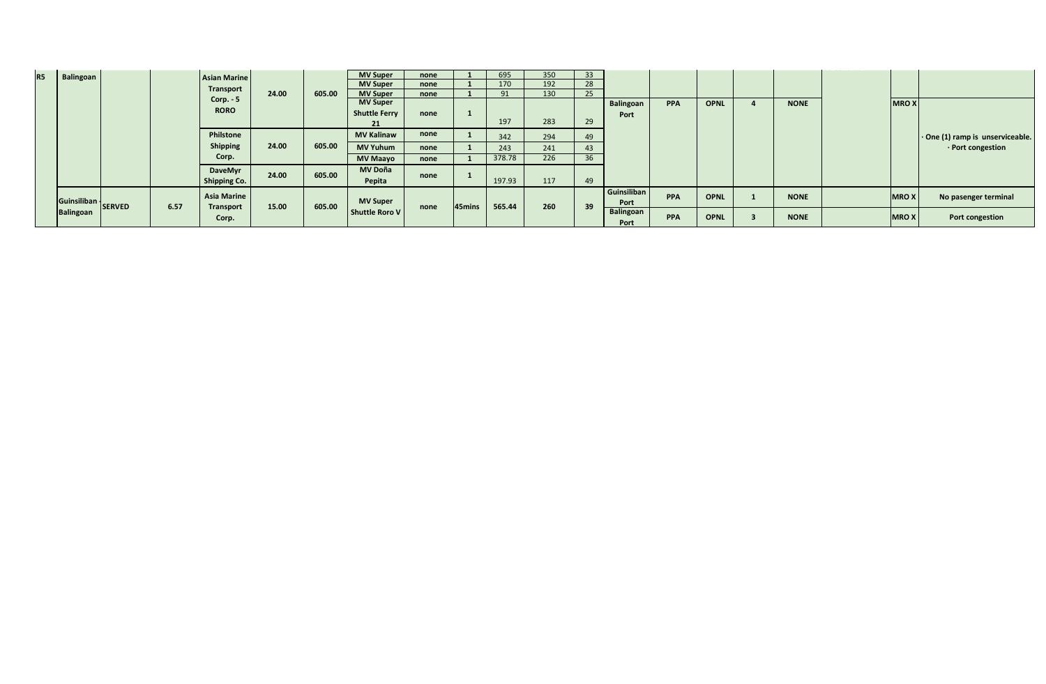| | | | | | | | | | | | | | | | | | | | | |
|---|---|---|---|---|---|---|---|---|---|---|---|---|---|---|---|---|---|---|---|---|
| R5 | Balingoan | | | Asian Marine Transport Corp. - 5 RORO | 24.00 | 605.00 | MV Super | none | 1 | 695 | 350 | 33 | Balingoan Port | PPA | OPNL | 4 | NONE | | MRO X | · One (1) ramp is unserviceable. · Port congestion |
| | | | | | | | MV Super | none | 1 | 170 | 192 | 28 | | | | | | | | |
| | | | | | | | MV Super | none | 1 | 91 | 130 | 25 | | | | | | | | |
| | | | | | | | MV Super Shuttle Ferry 21 | none | 1 | 197 | 283 | 29 | | | | | | | | |
| | | | | Philstone Shipping Corp. | 24.00 | 605.00 | MV Kalinaw | none | 1 | 342 | 294 | 49 | | | | | | | | |
| | | | | | | | MV Yuhum | none | 1 | 243 | 241 | 43 | | | | | | | | |
| | | | | | | | MV Maayo | none | 1 | 378.78 | 226 | 36 | | | | | | | | |
| | | | | DaveMyr Shipping Co. | 24.00 | 605.00 | MV Doña Pepita | none | 1 | 197.93 | 117 | 49 | | | | | | | | |
| | Guinsiliban - Balingoan | SERVED | 6.57 | Asia Marine Transport Corp. | 15.00 | 605.00 | MV Super Shuttle Roro V | none | 45mins | 565.44 | 260 | 39 | Guinsiliban Port | PPA | OPNL | 1 | NONE | | MRO X | No pasenger terminal |
| | | | | | | | | | | | | | Balingoan Port | PPA | OPNL | 3 | NONE | | MRO X | Port congestion |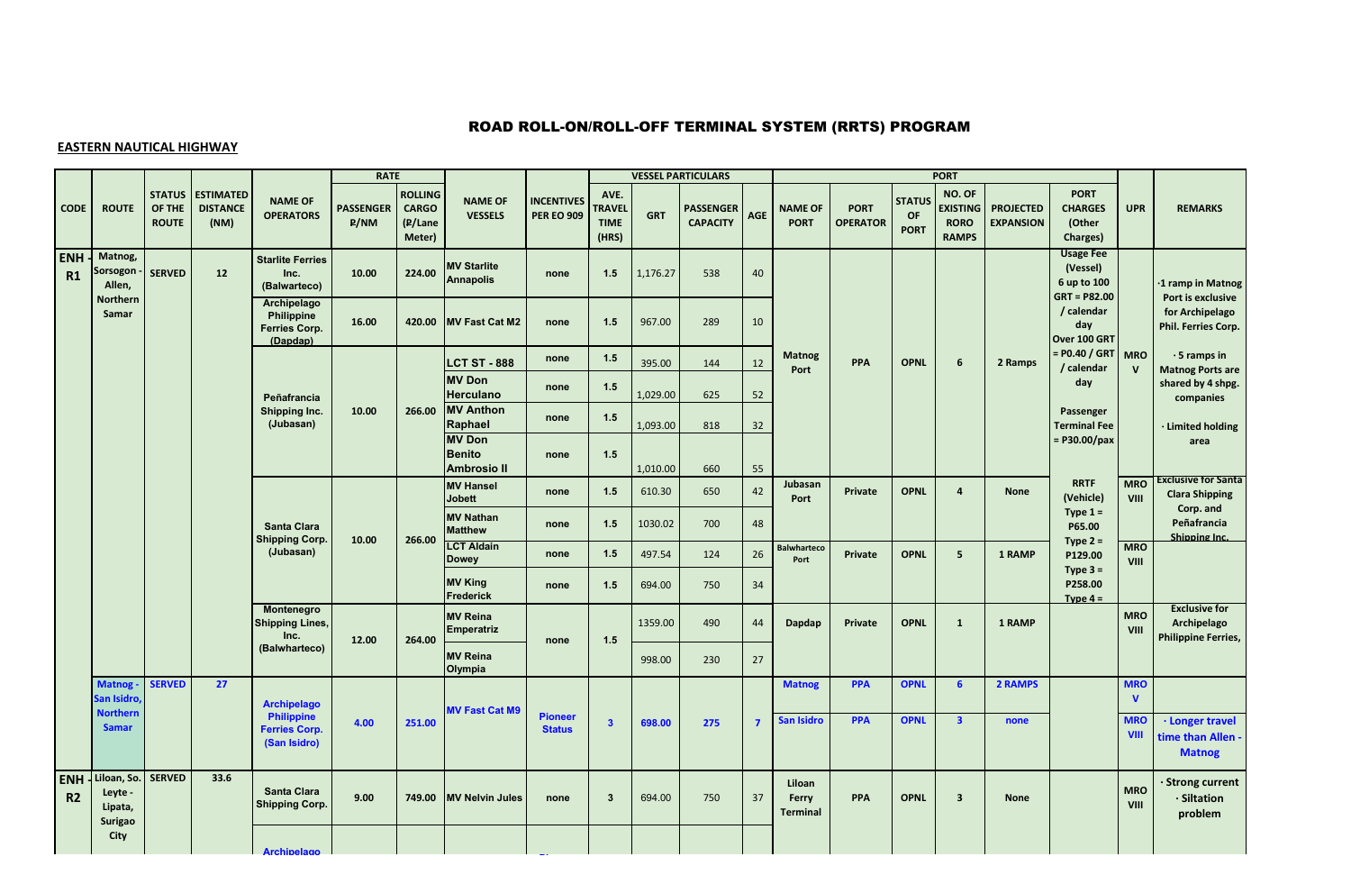# ROAD ROLL-ON/ROLL-OFF TERMINAL SYSTEM (RRTS) PROGRAM

**EASTERN NAUTICAL HIGHWAY**

| CODE | ROUTE | STATUS OF THE ROUTE | ESTIMATED DISTANCE (NM) | NAME OF OPERATORS | RATE | | NAME OF VESSELS | INCENTIVES PER EO 909 | VESSEL PARTICULARS | | | | PORT | | | | | PORT CHARGES (Other Charges) | UPR | REMARKS |
|---|---|---|---|---|---|---|---|---|---|---|---|---|---|---|---|---|---|---|---|---|
| | | | | | PASSENGER ₱/NM | ROLLING CARGO (₱/Lane Meter) | | | AVE. TRAVEL TIME (HRS) | GRT | PASSENGER CAPACITY | AGE | NAME OF PORT | PORT OPERATOR | STATUS OF PORT | NO. OF EXISTING RORO RAMPS | PROJECTED EXPANSION | | | |
| ENH - R1 | Matnog, Sorsogon - Allen, Northern Samar | SERVED | 12 | Starlite Ferries Inc. (Balwarteco) | 10.00 | 224.00 | MV Starlite Annapolis | none | 1.5 | 1,176.27 | 538 | 40 | Matnog Port | PPA | OPNL | 6 | 2 Ramps | Usage Fee (Vessel) 6 up to 100 GRT = P82.00 / calendar day Over 100 GRT = P0.40 / GRT / calendar day Passenger Terminal Fee = P30.00/pax | MRO V | ·1 ramp in Matnog Port is exclusive for Archipelago Phil. Ferries Corp. · 5 ramps in Matnog Ports are shared by 4 shpg. companies · Limited holding area |
| | | | | Archipelago Philippine Ferries Corp. (Dapdap) | 16.00 | 420.00 | MV Fast Cat M2 | none | 1.5 | 967.00 | 289 | 10 | | | | | | | | |
| | | | | Peñafrancia Shipping Inc. (Jubasan) | 10.00 | 266.00 | LCT ST - 888 | none | 1.5 | 395.00 | 144 | 12 | | | | | | | | |
| | | | | | | | MV Don Herculano | none | 1.5 | 1,029.00 | 625 | 52 | | | | | | | | |
| | | | | | | | MV Anthon Raphael | none | 1.5 | 1,093.00 | 818 | 32 | | | | | | | | |
| | | | | | | | MV Don Benito Ambrosio II | none | 1.5 | 1,010.00 | 660 | 55 | | | | | | | | |
| | | | | Santa Clara Shipping Corp. (Jubasan) | 10.00 | 266.00 | MV Hansel Jobett | none | 1.5 | 610.30 | 650 | 42 | Jubasan Port | Private | OPNL | 4 | None | RRTF (Vehicle) Type 1 = P65.00 Type 2 = P129.00 Type 3 = P258.00 Type 4 = | MRO VIII | Exclusive for Santa Clara Shipping Corp. and Peñafrancia Shipping Inc. |
| | | | | | | | MV Nathan Matthew | none | 1.5 | 1030.02 | 700 | 48 | | | | | | | | |
| | | | | | | | LCT Aldain Dowey | none | 1.5 | 497.54 | 124 | 26 | Balwharteco Port | Private | OPNL | 5 | 1 RAMP | | MRO VIII | |
| | | | | | | | MV King Frederick | none | 1.5 | 694.00 | 750 | 34 | | | | | | | | |
| | | | | Montenegro Shipping Lines, Inc. (Balwharteco) | 12.00 | 264.00 | MV Reina Emperatriz | none | 1.5 | 1359.00 | 490 | 44 | Dapdap | Private | OPNL | 1 | 1 RAMP | | MRO VIII | Exclusive for Archipelago Philippine Ferries, |
| | | | | | | | MV Reina Olympia | | | 998.00 | 230 | 27 | | | | | | | | |
| | Matnog - San Isidro, Northern Samar | SERVED | 27 | Archipelago Philippine Ferries Corp. (San Isidro) | 4.00 | 251.00 | MV Fast Cat M9 | Pioneer Status | 3 | 698.00 | 275 | 7 | Matnog | PPA | OPNL | 6 | 2 RAMPS | | MRO V | |
| | | | | | | | | | | | | | San Isidro | PPA | OPNL | 3 | none | | MRO VIII | · Longer travel time than Allen - Matnog |
| ENH - R2 | Liloan, So. Leyte - Lipata, Surigao City | SERVED | 33.6 | Santa Clara Shipping Corp. | 9.00 | 749.00 | MV Nelvin Jules | none | 3 | 694.00 | 750 | 37 | Liloan Ferry Terminal | PPA | OPNL | 3 | None | | MRO VIII | · Strong current · Siltation problem |
| | | | | Archipelago | | | | | | | | | | | | | | | | |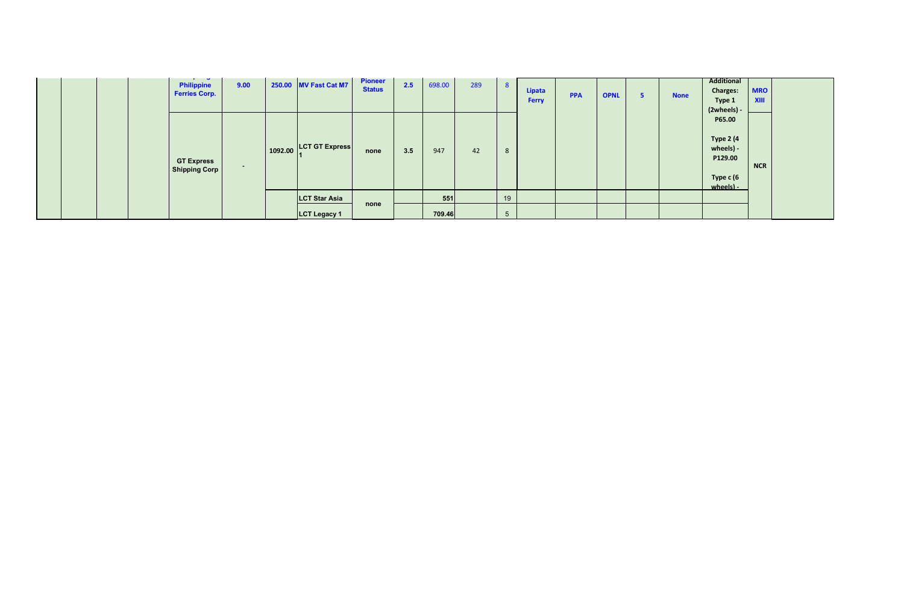| | | | | | | | | | | | | | | | | | | | |
|---|---|---|---|---|---|---|---|---|---|---|---|---|---|---|---|---|---|---|---|
| | | | | Philippine Ferries Corp. | 9.00 | 250.00 | MV Fast Cat M7 | Pioneer Status | 2.5 | 698.00 | 289 | 8 | Lipata Ferry | PPA | OPNL | 5 | None | Additional Charges: Type 1 (2wheels) - P65.00 Type 2 (4 wheels) - P129.00 Type c (6 wheels) - | MRO XIII | |
| | | | | GT Express Shipping Corp | - | 1092.00 | LCT GT Express 1 | none | 3.5 | 947 | 42 | 8 | | | | | | | NCR | |
| | | | | | | | LCT Star Asia | none | | 551 | | 19 | | | | | | | | |
| | | | | | | | LCT Legacy 1 | | | 709.46 | | 5 | | | | | | | | |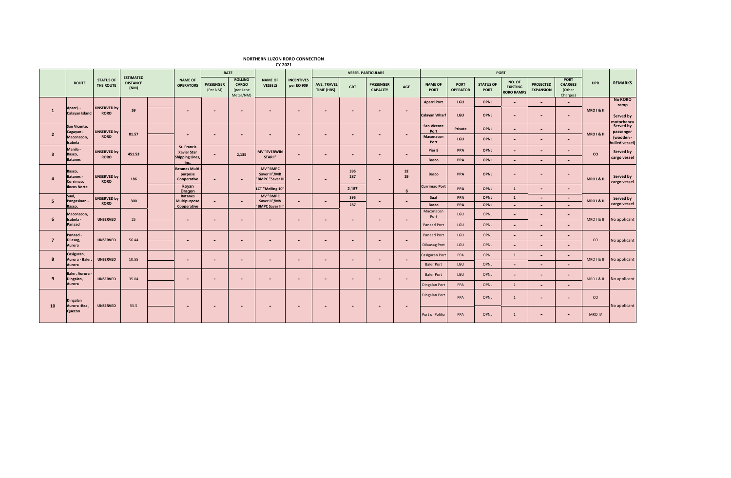# NORTHERN LUZON RORO CONNECTION

## CY 2021

| | ROUTE | STATUS OF THE ROUTE | ESTIMATED DISTANCE (NM) | | NAME OF OPERATORS | RATE | | NAME OF VESSELS | INCENTIVES per EO 909 | VESSEL PARTICULARS | | | | PORT | | | | | | UPR | REMARKS |
|---|---|---|---|---|---|---|---|---|---|---|---|---|---|---|---|---|---|---|---|---|---|
| | | | | | | PASSENGER (Per NM) | ROLLING CARGO (per Lane Meter/NM) | | | AVE. TRAVEL TIME (HRS) | GRT | PASSENGER CAPACITY | AGE | NAME OF PORT | PORT OPERATOR | STATUS OF PORT | NO. OF EXISTING RORO RAMPS | PROJECTED EXPANSION | PORT CHARGES (Other Charges) | | |
| 1 | Aparri, - Calayan Island | UNSERVED by RORO | 59 | | - | - | - | - | - | - | - | - | - | Aparri Port | LGU | OPNL | - | - | - | MRO I & II | No RORO ramp |
| | | | | | | | | | | | | | | Calayan Wharf | LGU | OPNL | - | - | - | | Served by motorbanca |
| 2 | San Vicente, Cagayan - Maconacon, Isabela | UNSERVED by RORO | 81.57 | | - | - | - | - | - | - | - | - | - | San Vicente Port | Private | OPNL | - | - | - | MRO I & II | Served by passenger (wooden - hulled vessel) |
| | | | | | | | | | | | | | | Maconacon Port | LGU | OPNL | - | - | - | | |
| 3 | Manila - Basco, Batanes | UNSERVED by RORO | 451.53 | | St. Francis Xavier Star Shipping Lines, Inc. | - | 2,135 | MV "EVERWIN STAR I" | - | - | - | - | - | Pier 8 | PPA | OPNL | - | - | - | CO | Served by cargo vessel |
| | | | | | | | | | | | | | | Basco | PPA | OPNL | - | - | - | | |
| 4 | Basco, Batanes - Currimao, Ilocos Norte | UNSERVED by RORO | 186 | | Batanes Multi-purpose Cooperative | - | - | MV "BMPC Saver II"/MB "BMPC "Saver III | - | - | 395<br>287 | - | 32<br>29 | Basco | PPA | OPNL | - | - | - | MRO I & II | Served by cargo vessel |
| | | | | | Royan Dragon | | | LCT "Meiling 10" | | | 2,157 | | 6 | Currimao Port | PPA | OPNL | 1 | - | - | | |
| 5 | Sual, Pangasinan - Basco, | UNSERVED by RORO | 300 | | Batanes Multipurpose Cooperative | - | - | MV "BMPC Saver II"/MV "BMPC Saver III" | - | - | 395 | - | - | Sual | PPA | OPNL | 1 | - | - | MRO I & II | Served by cargo vessel |
| | | | | | | | | | | | 287 | | | Basco | PPA | OPNL | - | - | - | | |
| 6 | Maconacon, Isabela - Panaad | UNSERVED | 25 | | - | - | - | - | - | - | - | - | - | Maconacon Port | LGU | OPNL | - | - | - | MRO I & II | No applicant |
| | | | | | | | | | | | | | | Panaad Port | LGU | OPNL | - | - | - | | |
| 7 | Panaad - Dilasag, Aurora | UNSERVED | 56.44 | | - | - | - | - | - | - | - | - | - | Panaad Port | LGU | OPNL | - | - | - | CO | No applicant |
| | | | | | | | | | | | | | | Dilaasag Port | LGU | OPNL | - | - | - | | |
| 8 | Casiguran, Aurora - Baler, Aurora | UNSERVED | 10.55 | | - | - | - | - | - | - | - | - | - | Casiguran Port | PPA | OPNL | 1 | - | - | MRO I & II | No applicant |
| | | | | | | | | | | | | | | Baler Port | LGU | OPNL | - | - | - | | |
| 9 | Baler, Aurora - Dingalan, Aurora | UNSERVED | 35.04 | | - | - | - | - | - | - | - | - | - | Baler Port | LGU | OPNL | - | - | - | MRO I & II | No applicant |
| | | | | | | | | | | | | | | Dingalan Port | PPA | OPNL | 1 | - | - | | |
| 10 | Dingalan Aurora -Real, Quezon | UNSERVED | 55.5 | | - | - | - | - | - | - | - | - | - | Dingalan Port | PPA | OPNL | 1 | - | - | CO | No applicant |
| | | | | | | | | | | | | | | Port of Polilio | PPA | OPNL | 1 | - | - | MRO IV | |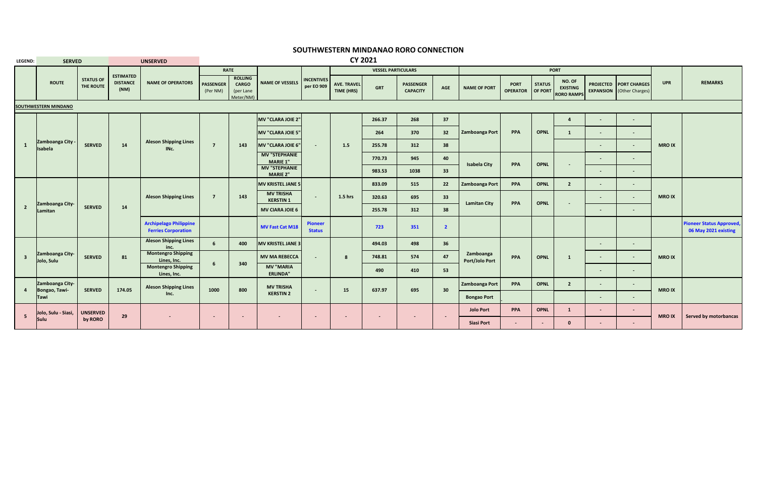# SOUTHWESTERN MINDANAO RORO CONNECTION

## CY 2021

LEGEND: SERVED | UNSERVED

| | ROUTE | STATUS OF THE ROUTE | ESTIMATED DISTANCE (NM) | NAME OF OPERATORS | RATE | | NAME OF VESSELS | INCENTIVES per EO 909 | VESSEL PARTICULARS | | | | PORT | | | | | | UPR | REMARKS |
|---|---|---|---|---|---|---|---|---|---|---|---|---|---|---|---|---|---|---|---|---|
| | | | | | PASSENGER (Per NM) | ROLLING CARGO (per Lane Meter/NM) | | | AVE. TRAVEL TIME (HRS) | GRT | PASSENGER CAPACITY | AGE | NAME OF PORT | PORT OPERATOR | STATUS OF PORT | NO. OF EXISTING RORO RAMPS | PROJECTED EXPANSION | PORT CHARGES (Other Charges) | | |
| **SOUTHWESTERN MINDANAO** | | | | | | | | | | | | | | | | | | | | |
| 1 | Zamboanga City - Isabela | SERVED | 14 | Aleson Shipping Lines INc. | 7 | 143 | MV "CLARA JOIE 2" | - | 1.5 | 266.37 | 268 | 37 | Zamboanga Port | PPA | OPNL | 4 | - | - | MRO IX | |
| | | | | | | | MV "CLARA JOIE 5" | | | 264 | 370 | 32 | | | | 1 | - | - | | |
| | | | | | | | MV "CLARA JOIE 6" | | | 255.78 | 312 | 38 | | | | | - | - | | |
| | | | | | | | MV "STEPHANIE MARIE 1" | | | 770.73 | 945 | 40 | Isabela City | PPA | OPNL | - | - | - | | |
| | | | | | | | MV "STEPHANIE MARIE 2" | | | 983.53 | 1038 | 33 | | | | | - | - | | |
| 2 | Zamboanga City- Lamitan | SERVED | 14 | Aleson Shipping Lines | 7 | 143 | MV KRISTEL JANE 5 | - | 1.5 hrs | 833.09 | 515 | 22 | Zamboanga Port | PPA | OPNL | 2 | - | - | MRO IX | |
| | | | | | | | MV TRISHA KERSTIN 1 | | | 320.63 | 695 | 33 | Lamitan City | PPA | OPNL | - | - | - | | |
| | | | | | | | MV CIARA JOIE 6 | | | 255.78 | 312 | 38 | | | | | - | - | | |
| | | | | Archipelago Philippine Ferries Corporation | | | MV Fast Cat M18 | Pioneer Status | | 723 | 351 | 2 | | | | | | | | Pioneer Status Approved, 06 May 2021 existing |
| 3 | Zamboanga City- Jolo, Sulu | SERVED | 81 | Aleson Shipping Lines inc. | 6 | 400 | MV KRISTEL JANE 3 | - | 8 | 494.03 | 498 | 36 | Zamboanga Port/Jolo Port | PPA | OPNL | 1 | - | - | MRO IX | |
| | | | | Montengro Shipping Lines, Inc. | 6 | 340 | MV MA REBECCA | | | 748.81 | 574 | 47 | | | | | - | - | | |
| | | | | Montengro Shipping Lines, Inc. | | | MV "MARIA ERLINDA" | | | 490 | 410 | 53 | | | | | - | - | | |
| 4 | Zamboanga City- Bongao, Tawi-Tawi | SERVED | 174.05 | Aleson Shipping Lines Inc. | 1000 | 800 | MV TRISHA KERSTIN 2 | - | 15 | 637.97 | 695 | 30 | Zamboanga Port | PPA | OPNL | 2 | - | - | MRO IX | |
| | | | | | | | | | | | | | Bongao Port | | | | - | - | | |
| 5 | Jolo, Sulu - Siasi, Sulu | UNSERVED by RORO | 29 | - | - | - | - | - | - | - | - | - | Jolo Port | PPA | OPNL | 1 | - | - | MRO IX | Served by motorbancas |
| | | | | | | | | | | | | | Siasi Port | - | - | 0 | - | - | | |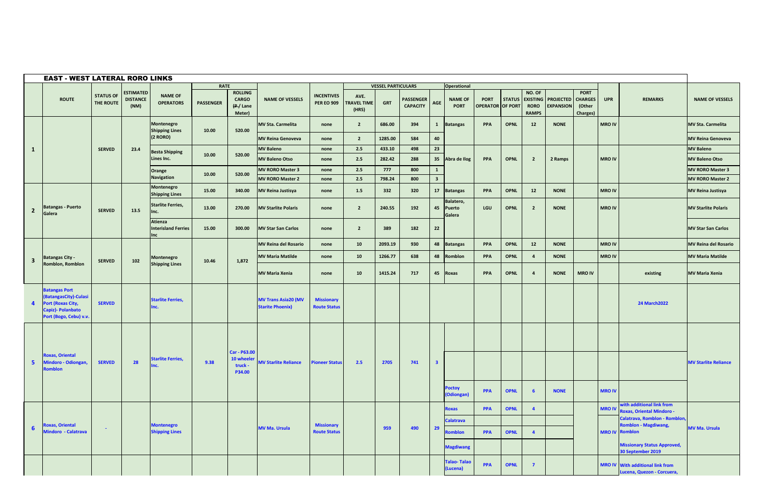## EAST - WEST LATERAL RORO LINKS

| | ROUTE | STATUS OF THE ROUTE | ESTIMATED DISTANCE (NM) | NAME OF OPERATORS | RATE | | NAME OF VESSELS | INCENTIVES PER EO 909 | VESSEL PARTICULARS | | | | Operational | | | | | | | REMARKS | NAME OF VESSELS |
|---|---|---|---|---|---|---|---|---|---|---|---|---|---|---|---|---|---|---|---|---|---|
| | | | | | PASSENGER | ROLLING CARGO (₱/ Lane Meter) | | | AVE. TRAVEL TIME (HRS) | GRT | PASSENGER CAPACITY | AGE | NAME OF PORT | PORT OPERATOR | STATUS OF PORT | NO. OF EXISTING RORO RAMPS | PROJECTED EXPANSION | PORT CHARGES (Other Charges) | UPR | | |
| 1 | | SERVED | 23.4 | Montenegro Shipping Lines (2 RORO) | 10.00 | 520.00 | MV Sta. Carmelita | none | 2 | 686.00 | 394 | 1 | Batangas | PPA | OPNL | 12 | NONE | | MRO IV | | MV Sta. Carmelita |
| | | | | | | | MV Reina Genoveva | none | 2 | 1285.00 | 584 | 40 | | | | | | | | | MV Reina Genoveva |
| | | | | Besta Shipping Lines Inc. | 10.00 | 520.00 | MV Baleno | none | 2.5 | 433.10 | 498 | 23 | Abra de Ilog | PPA | OPNL | 2 | 2 Ramps | | MRO IV | | MV Baleno |
| | | | | | | | MV Baleno Otso | none | 2.5 | 282.42 | 288 | 35 | | | | | | | | | MV Baleno Otso |
| | | | | Orange Navigation | 10.00 | 520.00 | MV RORO Master 3 | none | 2.5 | 777 | 800 | 1 | | | | | | | | | MV RORO Master 3 |
| | | | | | | | MV RORO Master 2 | none | 2.5 | 798.24 | 800 | 3 | | | | | | | | | MV RORO Master 2 |
| 2 | Batangas - Puerto Galera | SERVED | 13.5 | Montenegro Shipping Lines | 15.00 | 340.00 | MV Reina Justisya | none | 1.5 | 332 | 320 | 17 | Batangas | PPA | OPNL | 12 | NONE | | MRO IV | | MV Reina Justisya |
| | | | | Starlite Ferries, Inc. | 13.00 | 270.00 | MV Starlite Polaris | none | 2 | 240.55 | 192 | 45 | Balatero, Puerto Galera | LGU | OPNL | 2 | NONE | | MRO IV | | MV Starlite Polaris |
| | | | | Atienza Interisland Ferries Inc | 15.00 | 300.00 | MV Star San Carlos | none | 2 | 389 | 182 | 22 | | | | | | | | | MV Star San Carlos |
| 3 | Batangas City - Romblon, Romblon | SERVED | 102 | Montenegro Shipping Lines | 10.46 | 1,872 | MV Reina del Rosario | none | 10 | 2093.19 | 930 | 48 | Batangas | PPA | OPNL | 12 | NONE | | MRO IV | | MV Reina del Rosario |
| | | | | | | | MV Maria Matilde | none | 10 | 1266.77 | 638 | 48 | Romblon | PPA | OPNL | 4 | NONE | | MRO IV | | MV Maria Matilde |
| | | | | | | | MV Maria Xenia | none | 10 | 1415.24 | 717 | 45 | Roxas | PPA | OPNL | 4 | NONE | MRO IV | | existing | MV Maria Xenia |
| 4 | Batangas Port (BatangasCity)-Culasi Port (Roxas City, Capiz)- Polanbato Port (Bogo, Cebu) v.v. | SERVED | | Starlite Ferries, Inc. | | | MV Trans Asia20 (MV Starite Phoenix) | Missionary Route Status | | | | | | | | | | | | 24 March2022 | |
| 5 | Roxas, Oriental Mindoro - Odiongan, Romblon | SERVED | 28 | Starlite Ferries, Inc. | 9.38 | Car - P63.00 10 wheeler truck - P34.00 | MV Starlite Reliance | Pioneer Status | 2.5 | 2705 | 741 | 3 | | | | | | | | | MV Starlite Reliance |
| | | | | | | | | | | | | | Poctoy (Odiongan) | PPA | OPNL | 6 | NONE | | MRO IV | | |
| 6 | Roxas, Oriental Mindoro - Calatrava | - | | Montenegro Shipping Lines | | | MV Ma. Ursula | Missionary Route Status | | 959 | 490 | 29 | Roxas | PPA | OPNL | 4 | | | MRO IV | with additional link from Roxas, Oriental Mindoro - Calatrava, Romblon - Romblon, Romblon - Magdiwang, Romblon | MV Ma. Ursula |
| | | | | | | | | | | | | | Calatrava | | | | | | | | |
| | | | | | | | | | | | | | Romblon | PPA | OPNL | 4 | | | MRO IV | | |
| | | | | | | | | | | | | | Magdiwang | | | | | | | Missionary Status Approved, 30 September 2019 | |
| | | | | | | | | | | | | | Talao- Talao (Lucena) | PPA | OPNL | 7 | | | MRO IV | With additional link from Lucena, Quezon - Corcuera, | |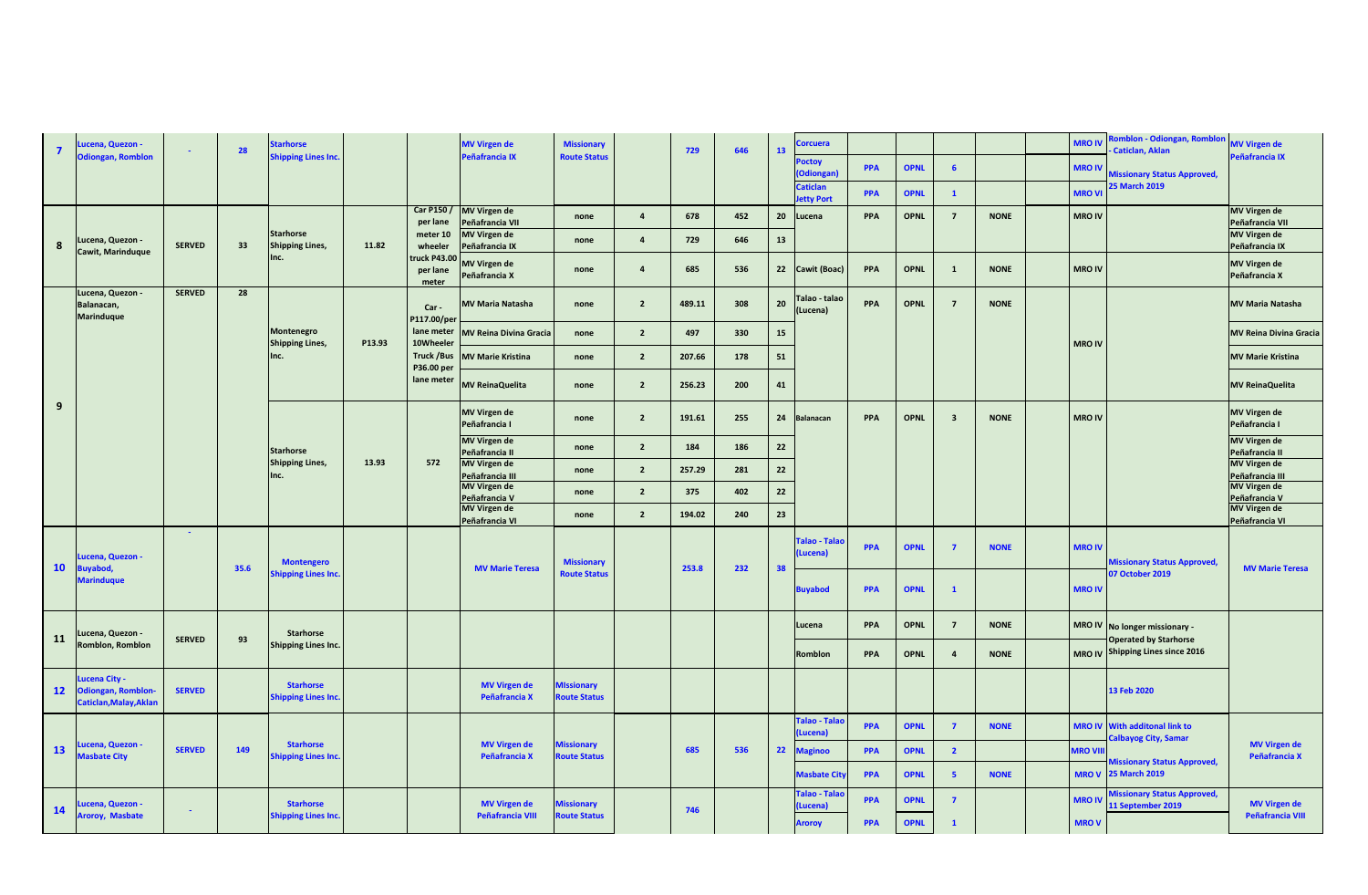| 7 | Lucena, Quezon - Odiongan, Romblon | - | 28 | Starhorse Shipping Lines Inc. | | | MV Virgen de Peñafrancia IX | Missionary Route Status | | 729 | 646 | 13 | Corcuera | | | | | | MRO IV | Romblon - Odiongan, Romblon - Caticlan, Aklan | MV Virgen de Peñafrancia IX |
|---|---|---|---|---|---|---|---|---|---|---|---|---|---|---|---|---|---|---|---|---|---|
| | | | | | | | | | | | | | Poctoy (Odiongan) | PPA | OPNL | 6 | | | MRO IV | Missionary Status Approved, 25 March 2019 | |
| | | | | | | | | | | | | | Caticlan Jetty Port | PPA | OPNL | 1 | | | MRO VI | | |
| 8 | Lucena, Quezon - Cawit, Marinduque | SERVED | 33 | Starhorse Shipping Lines, Inc. | 11.82 | Car P150 / per lane meter 10 wheeler truck P43.00 per lane meter | MV Virgen de Peñafrancia VII | none | 4 | 678 | 452 | 20 | Lucena | PPA | OPNL | 7 | NONE | | MRO IV | | MV Virgen de Peñafrancia VII |
| | | | | | | | MV Virgen de Peñafrancia IX | none | 4 | 729 | 646 | 13 | | | | | | | | | MV Virgen de Peñafrancia IX |
| | | | | | | | MV Virgen de Peñafrancia X | none | 4 | 685 | 536 | 22 | Cawit (Boac) | PPA | OPNL | 1 | NONE | | MRO IV | | MV Virgen de Peñafrancia X |
| 9 | Lucena, Quezon - Balanacan, Marinduque | SERVED | 28 | Montenegro Shipping Lines, Inc. | P13.93 | Car - P117.00/per lane meter 10Wheeler Truck /Bus P36.00 per lane meter | MV Maria Natasha | none | 2 | 489.11 | 308 | 20 | Talao - talao (Lucena) | PPA | OPNL | 7 | NONE | | MRO IV | | MV Maria Natasha |
| | | | | | | | MV Reina Divina Gracia | none | 2 | 497 | 330 | 15 | | | | | | | | | MV Reina Divina Gracia |
| | | | | | | | MV Marie Kristina | none | 2 | 207.66 | 178 | 51 | | | | | | | | | MV Marie Kristina |
| | | | | | | | MV ReinaQuelita | none | 2 | 256.23 | 200 | 41 | | | | | | | | | MV ReinaQuelita |
| | | | | Starhorse Shipping Lines, Inc. | 13.93 | 572 | MV Virgen de Peñafrancia I | none | 2 | 191.61 | 255 | 24 | Balanacan | PPA | OPNL | 3 | NONE | | MRO IV | | MV Virgen de Peñafrancia I |
| | | | | | | | MV Virgen de Peñafrancia II | none | 2 | 184 | 186 | 22 | | | | | | | | | MV Virgen de Peñafrancia II |
| | | | | | | | MV Virgen de Peñafrancia III | none | 2 | 257.29 | 281 | 22 | | | | | | | | | MV Virgen de Peñafrancia III |
| | | | | | | | MV Virgen de Peñafrancia V | none | 2 | 375 | 402 | 22 | | | | | | | | | MV Virgen de Peñafrancia V |
| | | | | | | | MV Virgen de Peñafrancia VI | none | 2 | 194.02 | 240 | 23 | | | | | | | | | MV Virgen de Peñafrancia VI |
| 10 | Lucena, Quezon - Buyabod, Marinduque | - | 35.6 | Montengero Shipping Lines Inc. | | | MV Marie Teresa | Missionary Route Status | | 253.8 | 232 | 38 | Talao - Talao (Lucena) | PPA | OPNL | 7 | NONE | | MRO IV | Missionary Status Approved, 07 October 2019 | MV Marie Teresa |
| | | | | | | | | | | | | | Buyabod | PPA | OPNL | 1 | | | MRO IV | | |
| 11 | Lucena, Quezon - Romblon, Romblon | SERVED | 93 | Starhorse Shipping Lines Inc. | | | | | | | | | Lucena | PPA | OPNL | 7 | NONE | | MRO IV | No longer missionary - Operated by Starhorse Shipping Lines since 2016 | |
| | | | | | | | | | | | | | Romblon | PPA | OPNL | 4 | NONE | | MRO IV | | |
| 12 | Lucena City - Odiongan, Romblon- Caticlan,Malay,Aklan | SERVED | | Starhorse Shipping Lines Inc. | | | MV Virgen de Peñafrancia X | MIssionary Route Status | | | | | | | | | | | | 13 Feb 2020 | |
| 13 | Lucena, Quezon - Masbate City | SERVED | 149 | Starhorse Shipping Lines Inc. | | | MV Virgen de Peñafrancia X | Missionary Route Status | | 685 | 536 | 22 | Talao - Talao (Lucena) | PPA | OPNL | 7 | NONE | | MRO IV | With additonal link to Calbayog City, Samar | MV Virgen de Peñafrancia X |
| | | | | | | | | | | | | | Maginoo | PPA | OPNL | 2 | | | MRO VIII | Missionary Status Approved, 25 March 2019 | |
| | | | | | | | | | | | | | Masbate City | PPA | OPNL | 5 | NONE | | MRO V | | |
| 14 | Lucena, Quezon - Aroroy, Masbate | - | | Starhorse Shipping Lines Inc. | | | MV Virgen de Peñafrancia VIII | Missionary Route Status | | 746 | | | Talao - Talao (Lucena) | PPA | OPNL | 7 | | | MRO IV | Missionary Status Approved, 11 September 2019 | MV Virgen de Peñafrancia VIII |
| | | | | | | | | | | | | | Aroroy | PPA | OPNL | 1 | | | MRO V | | |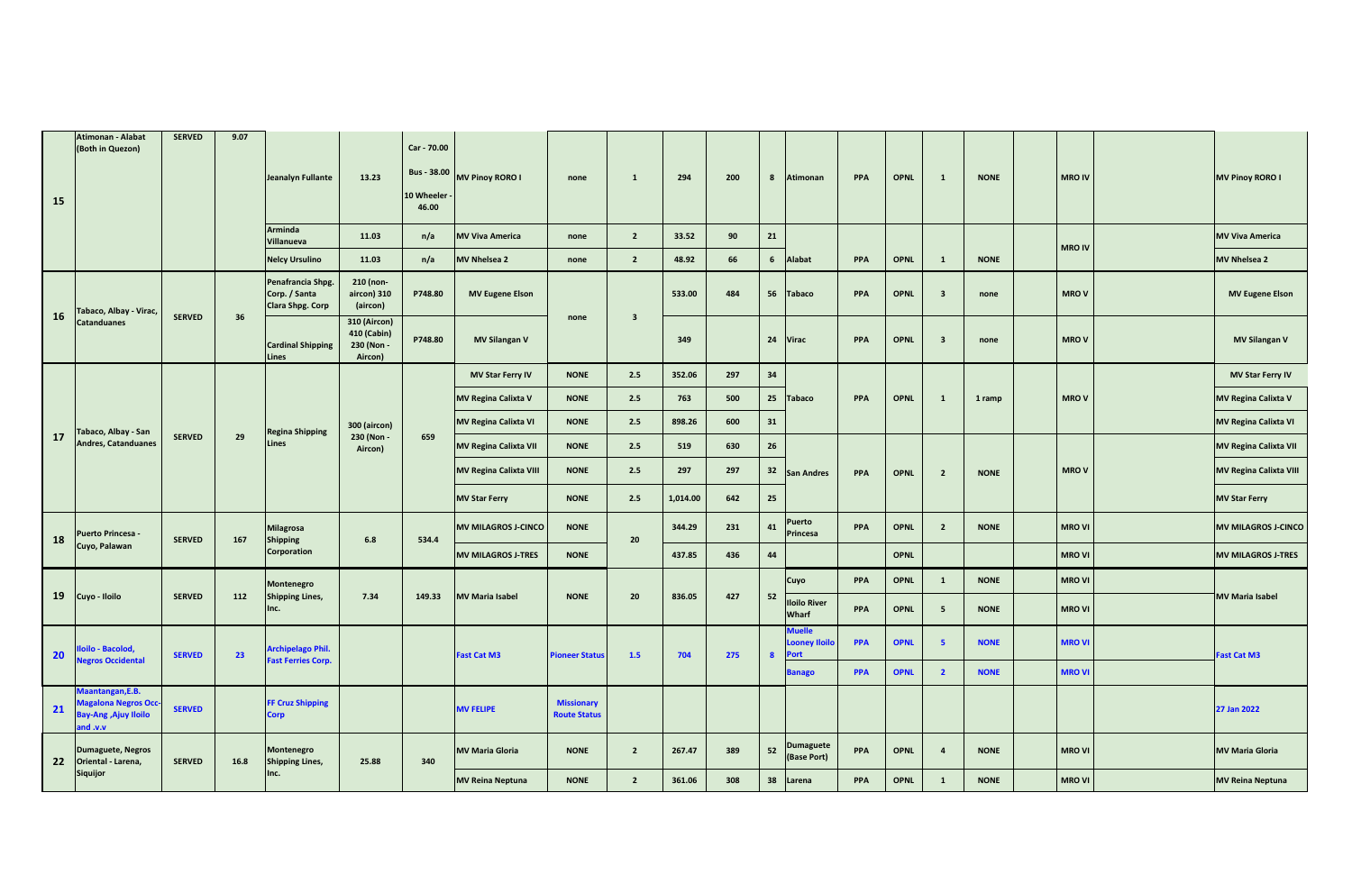| | | | | | | | | | | | | | | | | | | | | | |
|---|---|---|---|---|---|---|---|---|---|---|---|---|---|---|---|---|---|---|---|---|---|
| 15 | Atimonan - Alabat (Both in Quezon) | SERVED | 9.07 | Jeanalyn Fullante | 13.23 | Car - 70.00 Bus - 38.00 10 Wheeler - 46.00 | MV Pinoy RORO I | none | 1 | 294 | 200 | 8 | Atimonan | PPA | OPNL | 1 | NONE | | MRO IV | | MV Pinoy RORO I |
| | | | | Arminda Villanueva | 11.03 | n/a | MV Viva America | none | 2 | 33.52 | 90 | 21 | | | | | | | MRO IV | | MV Viva America |
| | | | | Nelcy Ursulino | 11.03 | n/a | MV Nhelsea 2 | none | 2 | 48.92 | 66 | 6 | Alabat | PPA | OPNL | 1 | NONE | | | | MV Nhelsea 2 |
| 16 | Tabaco, Albay - Virac, Catanduanes | SERVED | 36 | Penafrancia Shpg. Corp. / Santa Clara Shpg. Corp | 210 (non-aircon) 310 (aircon) | P748.80 | MV Eugene Elson | none | 3 | 533.00 | 484 | 56 | Tabaco | PPA | OPNL | 3 | none | | MRO V | | MV Eugene Elson |
| | | | | Cardinal Shipping Lines | 310 (Aircon) 410 (Cabin) 230 (Non - Aircon) | P748.80 | MV Silangan V | | | 349 | | 24 | Virac | PPA | OPNL | 3 | none | | MRO V | | MV Silangan V |
| 17 | Tabaco, Albay - San Andres, Catanduanes | SERVED | 29 | Regina Shipping Lines | 300 (aircon) 230 (Non - Aircon) | 659 | MV Star Ferry IV | NONE | 2.5 | 352.06 | 297 | 34 | Tabaco | PPA | OPNL | 1 | 1 ramp | | MRO V | | MV Star Ferry IV |
| | | | | | | | MV Regina Calixta V | NONE | 2.5 | 763 | 500 | 25 | | | | | | | | | MV Regina Calixta V |
| | | | | | | | MV Regina Calixta VI | NONE | 2.5 | 898.26 | 600 | 31 | | | | | | | | | MV Regina Calixta VI |
| | | | | | | | MV Regina Calixta VII | NONE | 2.5 | 519 | 630 | 26 | San Andres | PPA | OPNL | 2 | NONE | | MRO V | | MV Regina Calixta VII |
| | | | | | | | MV Regina Calixta VIII | NONE | 2.5 | 297 | 297 | 32 | | | | | | | | | MV Regina Calixta VIII |
| | | | | | | | MV Star Ferry | NONE | 2.5 | 1,014.00 | 642 | 25 | | | | | | | | | MV Star Ferry |
| 18 | Puerto Princesa - Cuyo, Palawan | SERVED | 167 | Milagrosa Shipping Corporation | 6.8 | 534.4 | MV MILAGROS J-CINCO | NONE | 20 | 344.29 | 231 | 41 | Puerto Princesa | PPA | OPNL | 2 | NONE | | MRO VI | | MV MILAGROS J-CINCO |
| | | | | | | | MV MILAGROS J-TRES | NONE | | 437.85 | 436 | 44 | | | OPNL | | | | MRO VI | | MV MILAGROS J-TRES |
| 19 | Cuyo - Iloilo | SERVED | 112 | Montenegro Shipping Lines, Inc. | 7.34 | 149.33 | MV Maria Isabel | NONE | 20 | 836.05 | 427 | 52 | Cuyo | PPA | OPNL | 1 | NONE | | MRO VI | | MV Maria Isabel |
| | | | | | | | | | | | | | Iloilo River Wharf | PPA | OPNL | 5 | NONE | | MRO VI | | |
| 20 | Iloilo - Bacolod, Negros Occidental | SERVED | 23 | Archipelago Phil. Fast Ferries Corp. | | | Fast Cat M3 | Pioneer Status | 1.5 | 704 | 275 | 8 | Muelle Looney Iloilo Port | PPA | OPNL | 5 | NONE | | MRO VI | | Fast Cat M3 |
| | | | | | | | | | | | | | Banago | PPA | OPNL | 2 | NONE | | MRO VI | | |
| 21 | Maantangan,E.B. Magalona Negros Occ-Bay-Ang ,Ajuy Iloilo and .v.v | SERVED | | FF Cruz Shipping Corp | | | MV FELIPE | Missionary Route Status | | | | | | | | | | | | | 27 Jan 2022 |
| 22 | Dumaguete, Negros Oriental - Larena, Siquijor | SERVED | 16.8 | Montenegro Shipping Lines, Inc. | 25.88 | 340 | MV Maria Gloria | NONE | 2 | 267.47 | 389 | 52 | Dumaguete (Base Port) | PPA | OPNL | 4 | NONE | | MRO VI | | MV Maria Gloria |
| | | | | | | | MV Reina Neptuna | NONE | 2 | 361.06 | 308 | 38 | Larena | PPA | OPNL | 1 | NONE | | MRO VI | | MV Reina Neptuna |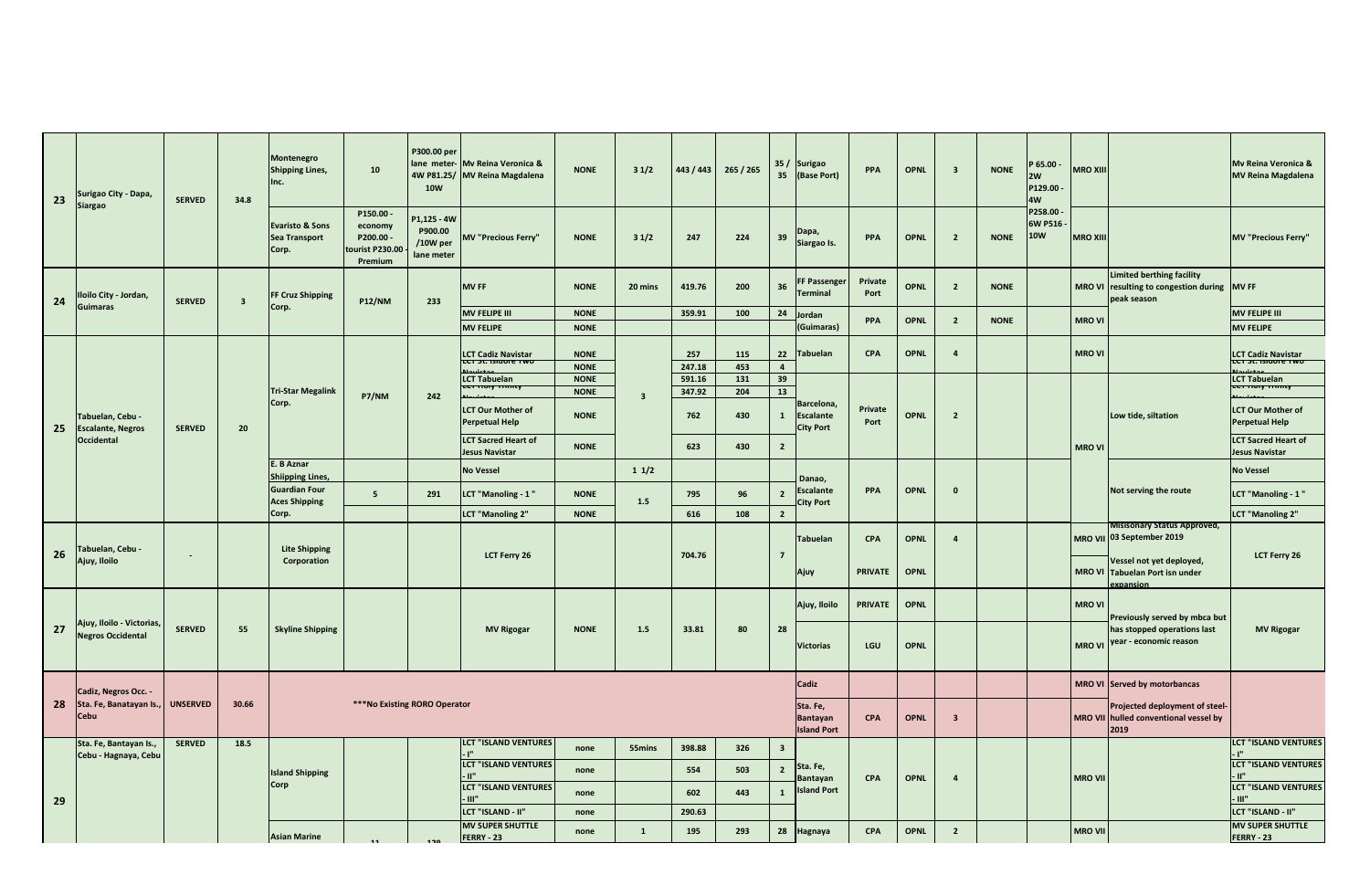| 23 | Surigao City - Dapa, Siargao | SERVED | 34.8 | Montenegro Shipping Lines, Inc. | 10 | P300.00 per lane meter- 4W P81.25/ 10W | Mv Reina Veronica & MV Reina Magdalena | NONE | 3 1/2 | 443 / 443 | 265 / 265 | 35 / 35 | Surigao (Base Port) | PPA | OPNL | 3 | NONE | P 65.00 - 2W P129.00 - 4W P258.00 - 6W P516 - 10W | MRO XIII | | Mv Reina Veronica & MV Reina Magdalena |
|---|---|---|---|---|---|---|---|---|---|---|---|---|---|---|---|---|---|---|---|---|---|
| | | | | Evaristo & Sons Sea Transport Corp. | P150.00 - economy P200.00 - tourist P230.00 - Premium | P1,125 - 4W P900.00 /10W per lane meter | MV "Precious Ferry" | NONE | 3 1/2 | 247 | 224 | 39 | Dapa, Siargao Is. | PPA | OPNL | 2 | NONE | | MRO XIII | | MV "Precious Ferry" |
| 24 | Iloilo City - Jordan, Guimaras | SERVED | 3 | FF Cruz Shipping Corp. | P12/NM | 233 | MV FF | NONE | 20 mins | 419.76 | 200 | 36 | FF Passenger Terminal | Private Port | OPNL | 2 | NONE | | MRO VI | Limited berthing facility resulting to congestion during peak season | MV FF |
| | | | | | | | MV FELIPE III | NONE | | 359.91 | 100 | 24 | Jordan (Guimaras) | PPA | OPNL | 2 | NONE | | MRO VI | | MV FELIPE III |
| | | | | | | | MV FELIPE | NONE | | | | | | | | | | | | | MV FELIPE |
| 25 | Tabuelan, Cebu - Escalante, Negros Occidental | SERVED | 20 | Tri-Star Megalink Corp. | P7/NM | 242 | LCT Cadiz Navistar | NONE | 3 | 257 | 115 | 22 | Tabuelan | CPA | OPNL | 4 | | | MRO VI | | LCT Cadiz Navistar |
| | | | | | | | LCT St. Isidore Two Navistar | NONE | | 247.18 | 453 | 4 | Barcelona, Escalante City Port | Private Port | OPNL | 2 | | | MRO VI | Low tide, siltation | LCT St. Isidore Two Navistar |
| | | | | | | | LCT Tabuelan | NONE | | 591.16 | 131 | 39 | | | | | | | | | LCT Tabuelan |
| | | | | | | | LCT Holy Trinity Navistar | NONE | | 347.92 | 204 | 13 | | | | | | | | | LCT Holy Trinity Navistar |
| | | | | | | | LCT Our Mother of Perpetual Help | NONE | | 762 | 430 | 1 | | | | | | | | | LCT Our Mother of Perpetual Help |
| | | | | | | | LCT Sacred Heart of Jesus Navistar | NONE | | 623 | 430 | 2 | | | | | | | | | LCT Sacred Heart of Jesus Navistar |
| | | | | E. B Aznar Shiipping Lines, | | | No Vessel | | 1 1/2 | | | | Danao, Escalante City Port | PPA | OPNL | 0 | | | | Not serving the route | No Vessel |
| | | | | Guardian Four Aces Shipping Corp. | 5 | 291 | LCT "Manoling - 1 " | NONE | 1.5 | 795 | 96 | 2 | | | | | | | | | LCT "Manoling - 1 " |
| | | | | | | | LCT "Manoling 2" | NONE | | 616 | 108 | 2 | | | | | | | | | LCT "Manoling 2" |
| 26 | Tabuelan, Cebu - Ajuy, Iloilo | - | | Lite Shipping Corporation | | | LCT Ferry 26 | | | 704.76 | | 7 | Tabuelan | CPA | OPNL | 4 | | | MRO VII | Misisonary Status Approved, 03 September 2019 | LCT Ferry 26 |
| | | | | | | | | | | | | | Ajuy | PRIVATE | OPNL | | | | MRO VI | Vessel not yet deployed, Tabuelan Port isn under expansion | |
| 27 | Ajuy, Iloilo - Victorias, Negros Occidental | SERVED | 55 | Skyline Shipping | | | MV Rigogar | NONE | 1.5 | 33.81 | 80 | 28 | Ajuy, Iloilo | PRIVATE | OPNL | | | | MRO VI | Previously served by mbca but has stopped operations last year - economic reason | MV Rigogar |
| | | | | | | | | | | | | | Victorias | LGU | OPNL | | | | MRO VI | | |
| 28 | Cadiz, Negros Occ. - Sta. Fe, Banatayan Is., Cebu | UNSERVED | 30.66 | ***No Existing RORO Operator | | | | | | | | | Cadiz | | | | | | MRO VI | Served by motorbancas | |
| | | | | | | | | | | | | | Sta. Fe, Bantayan Island Port | CPA | OPNL | 3 | | | MRO VII | Projected deployment of steel-hulled conventional vessel by 2019 | |
| 29 | Sta. Fe, Bantayan Is., Cebu - Hagnaya, Cebu | SERVED | 18.5 | Island Shipping Corp | | | LCT "ISLAND VENTURES - I" | none | 55mins | 398.88 | 326 | 3 | Sta. Fe, Bantayan Island Port | CPA | OPNL | 4 | | | MRO VII | | LCT "ISLAND VENTURES - I" |
| | | | | | | | LCT "ISLAND VENTURES - II" | none | | 554 | 503 | 2 | | | | | | | | | LCT "ISLAND VENTURES - II" |
| | | | | | | | LCT "ISLAND VENTURES - III" | none | | 602 | 443 | 1 | | | | | | | | | LCT "ISLAND VENTURES - III" |
| | | | | | | | LCT "ISLAND - II" | none | | 290.63 | | | | | | | | | | | LCT "ISLAND - II" |
| | | | | Asian Marine | 11 | 120 | MV SUPER SHUTTLE FERRY - 23 | none | 1 | 195 | 293 | 28 | Hagnaya | CPA | OPNL | 2 | | | MRO VII | | MV SUPER SHUTTLE FERRY - 23 |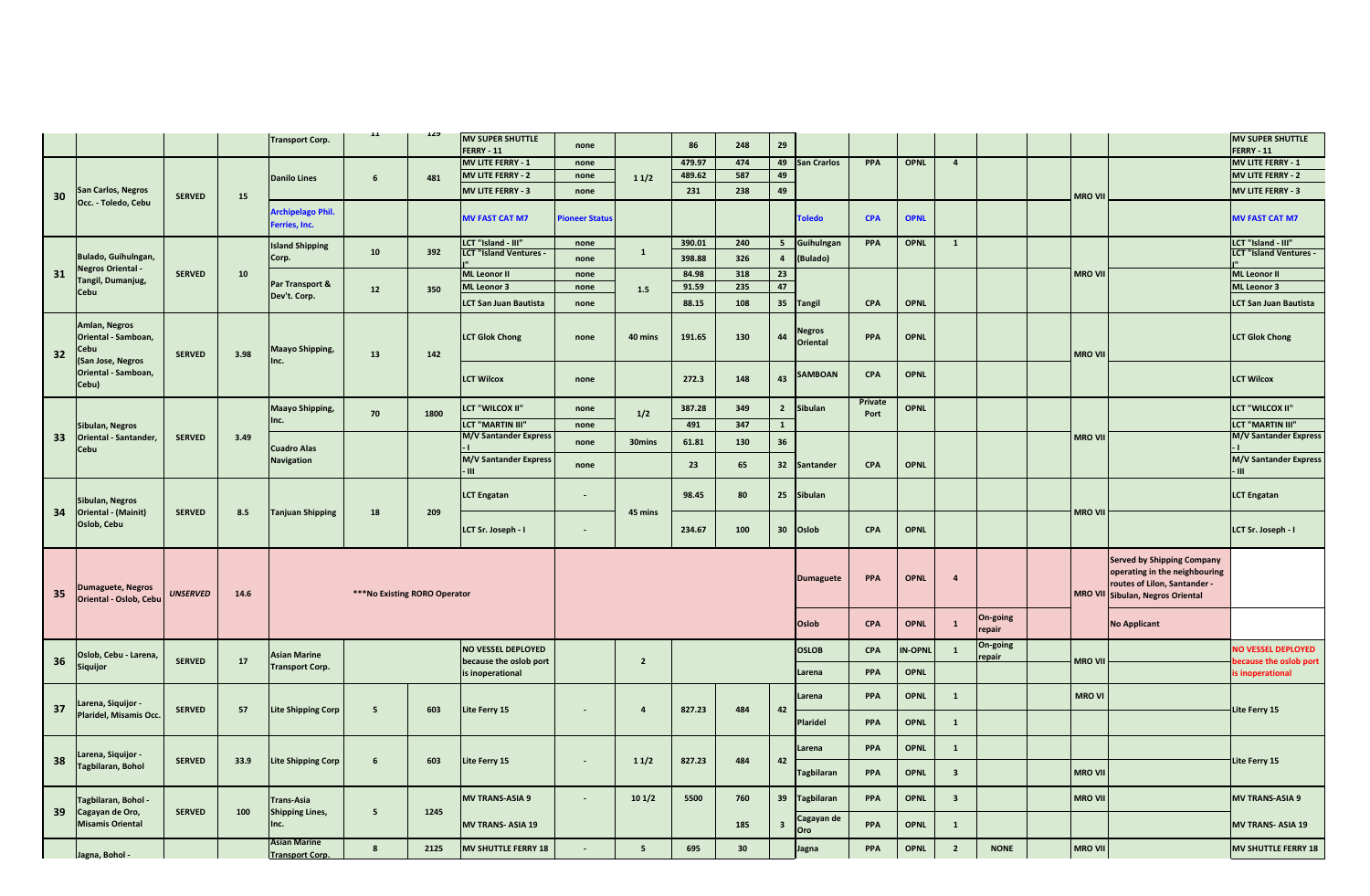| | | | | | | | | | | | | | | | | | | | | | |
|---|---|---|---|---|---|---|---|---|---|---|---|---|---|---|---|---|---|---|---|---|---|
| | | | | **Transport Corp.** | **11** | **129** | **MV SUPER SHUTTLE FERRY - 11** | none | | 86 | 248 | 29 | | | | | | | | | **MV SUPER SHUTTLE FERRY - 11** |
| **30** | **San Carlos, Negros Occ. - Toledo, Cebu** | **SERVED** | **15** | **Danilo Lines** | **6** | **481** | **MV LITE FERRY - 1** | none | **1 1/2** | 479.97 | 474 | 49 | **San Crarlos** | **PPA** | **OPNL** | **4** | | | **MRO VII** | | **MV LITE FERRY - 1** |
| | | | | | | | **MV LITE FERRY - 2** | none | | 489.62 | 587 | 49 | | | | | | | | | **MV LITE FERRY - 2** |
| | | | | | | | **MV LITE FERRY - 3** | none | | 231 | 238 | 49 | | | | | | | | | **MV LITE FERRY - 3** |
| | | | | **Archipelago Phil. Ferries, Inc.** | | | **MV FAST CAT M7** | **Pioneer Status** | | | | | **Toledo** | **CPA** | **OPNL** | | | | | | **MV FAST CAT M7** |
| **31** | **Bulado, Guihulngan, Negros Oriental - Tangil, Dumanjug, Cebu** | **SERVED** | **10** | **Island Shipping Corp.** | **10** | **392** | **LCT "Island - III"** | none | **1** | 390.01 | 240 | 5 | **Guihulngan (Bulado)** | **PPA** | **OPNL** | **1** | | | **MRO VII** | | **LCT "Island - III"** |
| | | | | | | | **LCT "Island Ventures - I"** | none | | 398.88 | 326 | 4 | | | | | | | | | **LCT "Island Ventures - I"** |
| | | | | **Par Transport & Dev't. Corp.** | **12** | **350** | **ML Leonor II** | none | **1.5** | 84.98 | 318 | 23 | | | | | | | | | **ML Leonor II** |
| | | | | | | | **ML Leonor 3** | none | | 91.59 | 235 | 47 | | | | | | | | | **ML Leonor 3** |
| | | | | | | | **LCT San Juan Bautista** | none | | 88.15 | 108 | 35 | **Tangil** | **CPA** | **OPNL** | | | | | | **LCT San Juan Bautista** |
| **32** | **Amlan, Negros Oriental - Samboan, Cebu (San Jose, Negros Oriental - Samboan, Cebu)** | **SERVED** | **3.98** | **Maayo Shipping, Inc.** | **13** | **142** | **LCT Glok Chong** | none | **40 mins** | 191.65 | 130 | 44 | **Negros Oriental** | **PPA** | **OPNL** | | | | **MRO VII** | | **LCT Glok Chong** |
| | | | | | | | **LCT Wilcox** | none | | 272.3 | 148 | 43 | **SAMBOAN** | **CPA** | **OPNL** | | | | | | **LCT Wilcox** |
| **33** | **Sibulan, Negros Oriental - Santander, Cebu** | **SERVED** | **3.49** | **Maayo Shipping, Inc.** | **70** | **1800** | **LCT "WILCOX II"** | none | **1/2** | 387.28 | 349 | 2 | **Sibulan** | **Private Port** | **OPNL** | | | | **MRO VII** | | **LCT "WILCOX II"** |
| | | | | | | | **LCT "MARTIN III"** | none | | 491 | 347 | 1 | | | | | | | | | **LCT "MARTIN III"** |
| | | | | **Cuadro Alas Navigation** | | | **M/V Santander Express - I** | none | **30mins** | 61.81 | 130 | 36 | | | | | | | | | **M/V Santander Express - I** |
| | | | | | | | **M/V Santander Express - III** | none | | 23 | 65 | 32 | **Santander** | **CPA** | **OPNL** | | | | | | **M/V Santander Express - III** |
| **34** | **Sibulan, Negros Oriental - (Mainit) Oslob, Cebu** | **SERVED** | **8.5** | **Tanjuan Shipping** | **18** | **209** | **LCT Engatan** | - | **45 mins** | 98.45 | 80 | 25 | **Sibulan** | | | | | | **MRO VII** | | **LCT Engatan** |
| | | | | | | | **LCT Sr. Joseph - I** | - | | 234.67 | 100 | 30 | **Oslob** | **CPA** | **OPNL** | | | | | | **LCT Sr. Joseph - I** |
| **35** | **Dumaguete, Negros Oriental - Oslob, Cebu** | ***UNSERVED*** | **14.6** | *****No Existing RORO Operator** | | | | | | | | | **Dumaguete** | **PPA** | **OPNL** | **4** | | | **MRO VII** | **Served by Shipping Company operating in the neighbouring routes of Lilon, Santander - Sibulan, Negros Oriental** | |
| | | | | | | | | | | | | | **Oslob** | **CPA** | **OPNL** | **1** | **On-going repair** | | | **No Applicant** | |
| **36** | **Oslob, Cebu - Larena, Siquijor** | **SERVED** | **17** | **Asian Marine Transport Corp.** | | | **NO VESSEL DEPLOYED because the oslob port is inoperational** | | **2** | | | | **OSLOB** | **CPA** | **IN-OPNL** | **1** | **On-going repair** | | **MRO VII** | | **NO VESSEL DEPLOYED because the oslob port is inoperational** |
| | | | | | | | | | | | | | **Larena** | **PPA** | **OPNL** | | | | | | |
| **37** | **Larena, Siquijor - Plaridel, Misamis Occ.** | **SERVED** | **57** | **Lite Shipping Corp** | **5** | **603** | **Lite Ferry 15** | - | **4** | 827.23 | 484 | 42 | **Larena** | **PPA** | **OPNL** | **1** | | | **MRO VI** | | **Lite Ferry 15** |
| | | | | | | | | | | | | | **Plaridel** | **PPA** | **OPNL** | **1** | | | | | |
| **38** | **Larena, Siquijor - Tagbilaran, Bohol** | **SERVED** | **33.9** | **Lite Shipping Corp** | **6** | **603** | **Lite Ferry 15** | - | **1 1/2** | 827.23 | 484 | 42 | **Larena** | **PPA** | **OPNL** | **1** | | | | | **Lite Ferry 15** |
| | | | | | | | | | | | | | **Tagbilaran** | **PPA** | **OPNL** | **3** | | | **MRO VII** | | |
| **39** | **Tagbilaran, Bohol - Cagayan de Oro, Misamis Oriental** | **SERVED** | **100** | **Trans-Asia Shipping Lines, Inc.** | **5** | **1245** | **MV TRANS-ASIA 9** | - | **10 1/2** | 5500 | 760 | 39 | **Tagbilaran** | **PPA** | **OPNL** | **3** | | | **MRO VII** | | **MV TRANS-ASIA 9** |
| | | | | | | | **MV TRANS- ASIA 19** | | | | 185 | 3 | **Cagayan de Oro** | **PPA** | **OPNL** | **1** | | | | | **MV TRANS- ASIA 19** |
| | **Jagna, Bohol -** | | | **Asian Marine Transport Corp.** | **8** | **2125** | **MV SHUTTLE FERRY 18** | - | **5** | 695 | 30 | | **Jagna** | **PPA** | **OPNL** | **2** | **NONE** | | **MRO VII** | | **MV SHUTTLE FERRY 18** |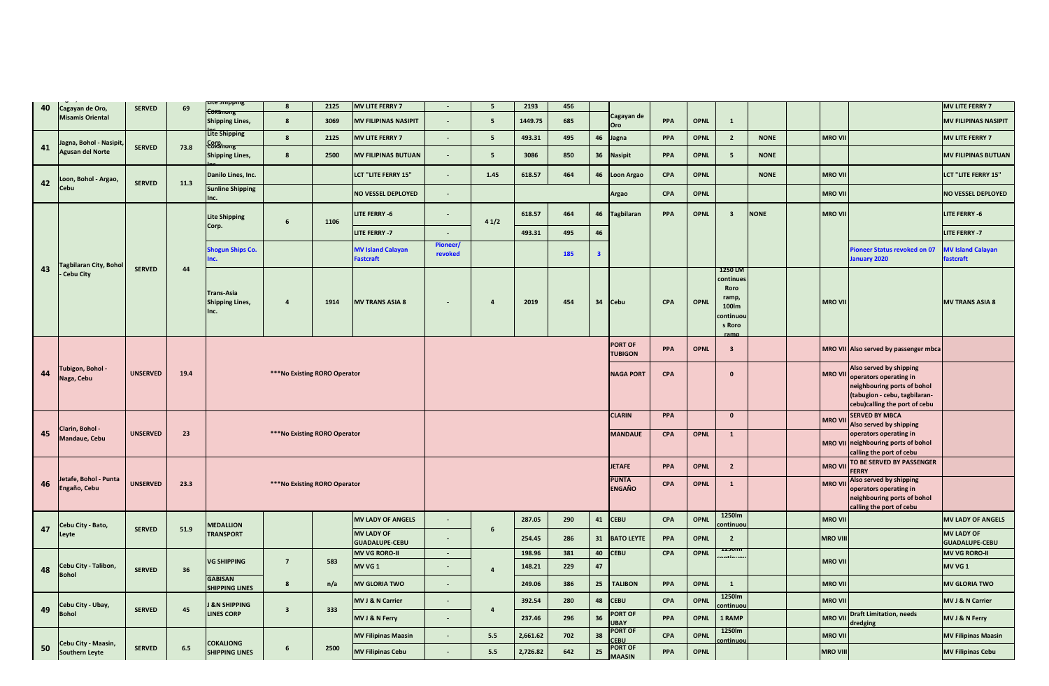| 40 | Cagayan de Oro, Misamis Oriental | SERVED | 69 | Lite Shipping Corp. | 8 | 2125 | MV LITE FERRY 7 | - | 5 | 2193 | 456 | | Cagayan de Oro | PPA | OPNL | 1 | | | | | MV LITE FERRY 7 |
|---|---|---|---|---|---|---|---|---|---|---|---|---|---|---|---|---|---|---|---|---|---|
| | | | | Cokaliong Shipping Lines, | 8 | 3069 | MV FILIPINAS NASIPIT | - | 5 | 1449.75 | 685 | | | | | | | | | | MV FILIPINAS NASIPIT |
| 41 | Jagna, Bohol - Nasipit, Agusan del Norte | SERVED | 73.8 | Lite Shipping Corp. | 8 | 2125 | MV LITE FERRY 7 | - | 5 | 493.31 | 495 | 46 | Jagna | PPA | OPNL | 2 | NONE | | MRO VII | | MV LITE FERRY 7 |
| | | | | Cokaliong Shipping Lines, Inc. | 8 | 2500 | MV FILIPINAS BUTUAN | - | 5 | 3086 | 850 | 36 | Nasipit | PPA | OPNL | 5 | NONE | | | | MV FILIPINAS BUTUAN |
| 42 | Loon, Bohol - Argao, Cebu | SERVED | 11.3 | Danilo Lines, Inc. | | | LCT "LITE FERRY 15" | - | 1.45 | 618.57 | 464 | 46 | Loon Argao | CPA | OPNL | | NONE | | MRO VII | | LCT "LITE FERRY 15" |
| | | | | Sunline Shipping Inc. | | | NO VESSEL DEPLOYED | - | | | | | Argao | CPA | OPNL | | | | MRO VII | | NO VESSEL DEPLOYED |
| 43 | Tagbilaran City, Bohol - Cebu City | SERVED | 44 | Lite Shipping Corp. | 6 | 1106 | LITE FERRY -6 | - | 4 1/2 | 618.57 | 464 | 46 | Tagbilaran | PPA | OPNL | 3 | NONE | | MRO VII | | LITE FERRY -6 |
| | | | | | | | LITE FERRY -7 | - | | 493.31 | 495 | 46 | | | | | | | | | LITE FERRY -7 |
| | | | | Shogun Ships Co. Inc. | | | MV Island Calayan Fastcraft | Pioneer/ revoked | | | 185 | 3 | | | | | | | | Pioneer Status revoked on 07 January 2020 | MV Island Calayan fastcraft |
| | | | | Trans-Asia Shipping Lines, Inc. | 4 | 1914 | MV TRANS ASIA 8 | - | 4 | 2019 | 454 | 34 | Cebu | CPA | OPNL | 1250 LM continues Roro ramp, 100lm continuous Roro ramp | | | MRO VII | | MV TRANS ASIA 8 |
| 44 | Tubigon, Bohol - Naga, Cebu | UNSERVED | 19.4 | ***No Existing RORO Operator | | | | | | | | | PORT OF TUBIGON | PPA | OPNL | 3 | | | MRO VII | Also served by passenger mbca | |
| | | | | | | | | | | | | | NAGA PORT | CPA | | 0 | | | MRO VII | Also served by shipping operators operating in neighbouring ports of bohol (tabugion - cebu, tagbilaran-cebu)calling the port of cebu | |
| 45 | Clarin, Bohol - Mandaue, Cebu | UNSERVED | 23 | ***No Existing RORO Operator | | | | | | | | | CLARIN | PPA | | 0 | | | MRO VII | SERVED BY MBCA Also served by shipping | |
| | | | | | | | | | | | | | MANDAUE | CPA | OPNL | 1 | | | MRO VII | operators operating in neighbouring ports of bohol calling the port of cebu | |
| 46 | Jetafe, Bohol - Punta Engaño, Cebu | UNSERVED | 23.3 | ***No Existing RORO Operator | | | | | | | | | JETAFE | PPA | OPNL | 2 | | | MRO VII | TO BE SERVED BY PASSENGER FERRY | |
| | | | | | | | | | | | | | PUNTA ENGAÑO | CPA | OPNL | 1 | | | MRO VII | Also served by shipping operators operating in neighbouring ports of bohol calling the port of cebu | |
| 47 | Cebu City - Bato, Leyte | SERVED | 51.9 | MEDALLION TRANSPORT | | | MV LADY OF ANGELS | - | 6 | 287.05 | 290 | 41 | CEBU | CPA | OPNL | 1250lm continuou | | | MRO VII | | MV LADY OF ANGELS |
| | | | | | | | MV LADY OF GUADALUPE-CEBU | - | | 254.45 | 286 | 31 | BATO LEYTE | PPA | OPNL | 2 | | | MRO VIII | | MV LADY OF GUADALUPE-CEBU |
| 48 | Cebu City - Talibon, Bohol | SERVED | 36 | VG SHIPPING | 7 | 583 | MV VG RORO-II | - | 4 | 198.96 | 381 | 40 | CEBU | CPA | OPNL | 1250lm continuou | | | MRO VII | | MV VG RORO-II |
| | | | | | | | MV VG 1 | - | | 148.21 | 229 | 47 | | | | | | | | | MV VG 1 |
| | | | | GABISAN SHIPPING LINES | 8 | n/a | MV GLORIA TWO | - | | 249.06 | 386 | 25 | TALIBON | PPA | OPNL | 1 | | | MRO VII | | MV GLORIA TWO |
| 49 | Cebu City - Ubay, Bohol | SERVED | 45 | J &N SHIPPING LINES CORP | 3 | 333 | MV J & N Carrier | - | 4 | 392.54 | 280 | 48 | CEBU | CPA | OPNL | 1250lm continuou | | | MRO VII | | MV J & N Carrier |
| | | | | | | | MV J & N Ferry | - | | 237.46 | 296 | 36 | PORT OF UBAY | PPA | OPNL | 1 RAMP | | | MRO VII | Draft Limitation, needs dredging | MV J & N Ferry |
| 50 | Cebu City - Maasin, Southern Leyte | SERVED | 6.5 | COKALIONG SHIPPING LINES | 6 | 2500 | MV Filipinas Maasin | - | 5.5 | 2,661.62 | 702 | 38 | PORT OF CEBU | CPA | OPNL | 1250lm continuou | | | MRO VII | | MV Filipinas Maasin |
| | | | | | | | MV Filipinas Cebu | - | 5.5 | 2,726.82 | 642 | 25 | PORT OF MAASIN | PPA | OPNL | | | | MRO VIII | | MV Filipinas Cebu |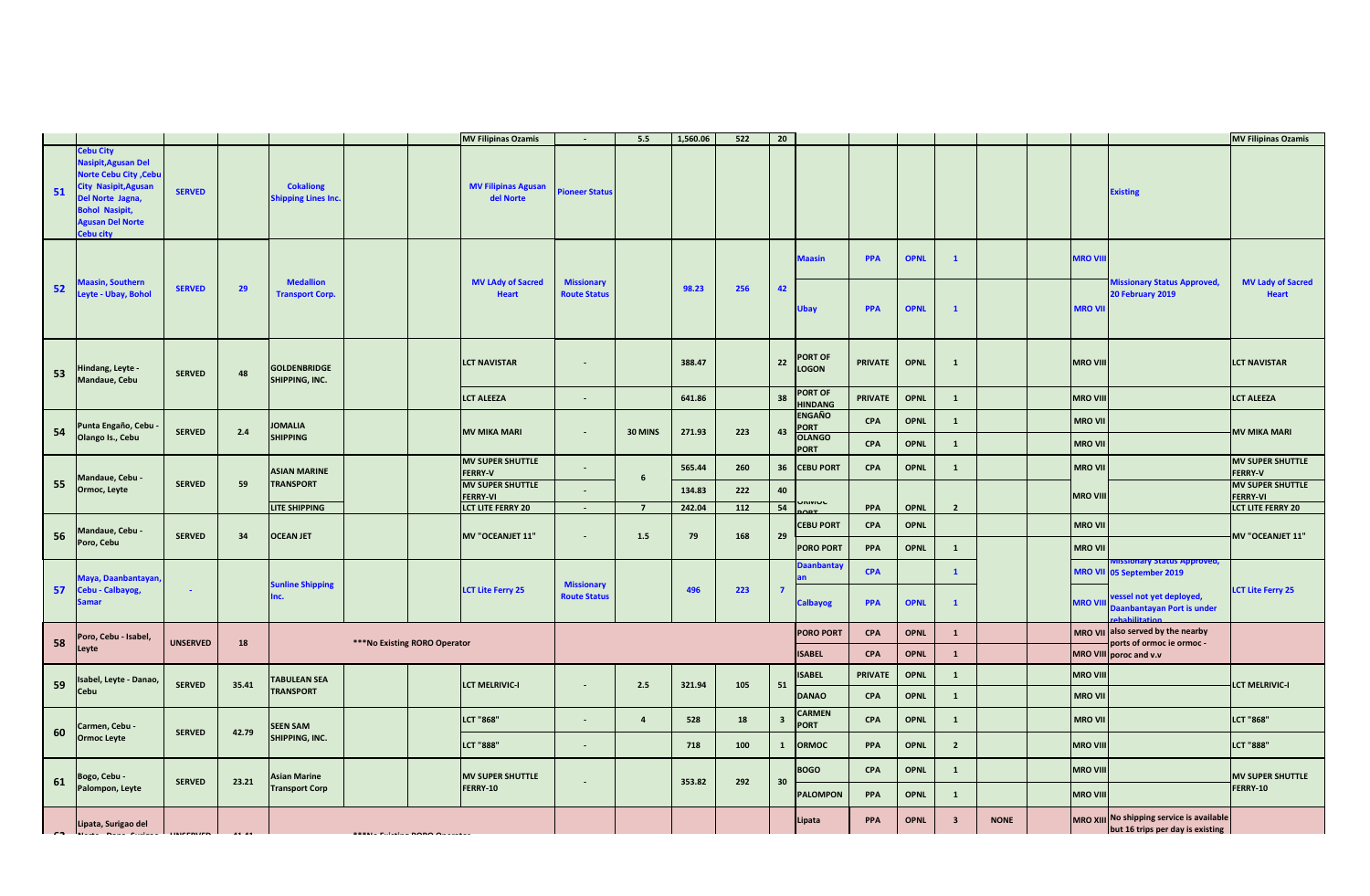| | | | | | | | | | | | | | | | | | | | | | |
|---|---|---|---|---|---|---|---|---|---|---|---|---|---|---|---|---|---|---|---|---|---|
| | | | | | | | MV Filipinas Ozamis | - | 5.5 | 1,560.06 | 522 | 20 | | | | | | | | | MV Filipinas Ozamis |
| 51 | Cebu City Nasipit,Agusan Del Norte Cebu City ,Cebu City Nasipit,Agusan Del Norte Jagna, Bohol Nasipit, Agusan Del Norte Cebu city | SERVED | | Cokaliong Shipping Lines Inc. | | | MV Filipinas Agusan del Norte | Pioneer Status | | | | | | | | | | | | Existing | |
| 52 | Maasin, Southern Leyte - Ubay, Bohol | SERVED | 29 | Medallion Transport Corp. | | | MV LAdy of Sacred Heart | Missionary Route Status | | 98.23 | 256 | 42 | Maasin | PPA | OPNL | 1 | | | MRO VIII | Missionary Status Approved, 20 February 2019 | MV Lady of Sacred Heart |
| | | | | | | | | | | | | | Ubay | PPA | OPNL | 1 | | | MRO VII | | |
| 53 | Hindang, Leyte - Mandaue, Cebu | SERVED | 48 | GOLDENBRIDGE SHIPPING, INC. | | | LCT NAVISTAR | - | | 388.47 | | 22 | PORT OF LOGON | PRIVATE | OPNL | 1 | | | MRO VIII | | LCT NAVISTAR |
| | | | | | | | LCT ALEEZA | - | | 641.86 | | 38 | PORT OF HINDANG | PRIVATE | OPNL | 1 | | | MRO VIII | | LCT ALEEZA |
| 54 | Punta Engaño, Cebu - Olango Is., Cebu | SERVED | 2.4 | JOMALIA SHIPPING | | | MV MIKA MARI | - | 30 MINS | 271.93 | 223 | 43 | ENGAÑO PORT | CPA | OPNL | 1 | | | MRO VII | | MV MIKA MARI |
| | | | | | | | | | | | | | OLANGO PORT | CPA | OPNL | 1 | | | MRO VII | | |
| 55 | Mandaue, Cebu - Ormoc, Leyte | SERVED | 59 | ASIAN MARINE TRANSPORT | | | MV SUPER SHUTTLE FERRY-V | - | 6 | 565.44 | 260 | 36 | CEBU PORT | CPA | OPNL | 1 | | | MRO VII | | MV SUPER SHUTTLE FERRY-V |
| | | | | | | | MV SUPER SHUTTLE FERRY-VI | - | | 134.83 | 222 | 40 | ORMOC PORT | PPA | OPNL | 2 | | | MRO VIII | | MV SUPER SHUTTLE FERRY-VI |
| | | | | LITE SHIPPING | | | LCT LITE FERRY 20 | - | 7 | 242.04 | 112 | 54 | | | | | | | | | LCT LITE FERRY 20 |
| 56 | Mandaue, Cebu - Poro, Cebu | SERVED | 34 | OCEAN JET | | | MV "OCEANJET 11" | - | 1.5 | 79 | 168 | 29 | CEBU PORT | CPA | OPNL | | | | MRO VII | | MV "OCEANJET 11" |
| | | | | | | | | | | | | | PORO PORT | PPA | OPNL | 1 | | | MRO VII | | |
| 57 | Maya, Daanbantayan, Cebu - Calbayog, Samar | - | | Sunline Shipping Inc. | | | LCT Lite Ferry 25 | Missionary Route Status | | 496 | 223 | 7 | Daanbantayan | CPA | | 1 | | | MRO VII | Missionary Status Approved, 05 September 2019 | LCT Lite Ferry 25 |
| | | | | | | | | | | | | | Calbayog | PPA | OPNL | 1 | | | MRO VIII | vessel not yet deployed, Daanbantayan Port is under rehabilitation | |
| 58 | Poro, Cebu - Isabel, Leyte | UNSERVED | 18 | ***No Existing RORO Operator | | | | | | | | | PORO PORT | CPA | OPNL | 1 | | | MRO VII | also served by the nearby ports of ormoc ie ormoc - poroc and v.v | |
| | | | | | | | | | | | | | ISABEL | CPA | OPNL | 1 | | | MRO VIII | | |
| 59 | Isabel, Leyte - Danao, Cebu | SERVED | 35.41 | TABULEAN SEA TRANSPORT | | | LCT MELRIVIC-I | - | 2.5 | 321.94 | 105 | 51 | ISABEL | PRIVATE | OPNL | 1 | | | MRO VIII | | LCT MELRIVIC-I |
| | | | | | | | | | | | | | DANAO | CPA | OPNL | 1 | | | MRO VII | | |
| 60 | Carmen, Cebu - Ormoc Leyte | SERVED | 42.79 | SEEN SAM SHIPPING, INC. | | | LCT "868" | - | 4 | 528 | 18 | 3 | CARMEN PORT | CPA | OPNL | 1 | | | MRO VII | | LCT "868" |
| | | | | | | | LCT "888" | - | | 718 | 100 | 1 | ORMOC | PPA | OPNL | 2 | | | MRO VIII | | LCT "888" |
| 61 | Bogo, Cebu - Palompon, Leyte | SERVED | 23.21 | Asian Marine Transport Corp | | | MV SUPER SHUTTLE FERRY-10 | - | | 353.82 | 292 | 30 | BOGO | CPA | OPNL | 1 | | | MRO VIII | | MV SUPER SHUTTLE FERRY-10 |
| | | | | | | | | | | | | | PALOMPON | PPA | OPNL | 1 | | | MRO VIII | | |
| 62 | Lipata, Surigao del Norte - Dapa, Surigao | UNSERVED | 41.41 | ***No Existing RORO Operator | | | | | | | | | Lipata | PPA | OPNL | 3 | NONE | | MRO XIII | No shipping service is available but 16 trips per day is existing | |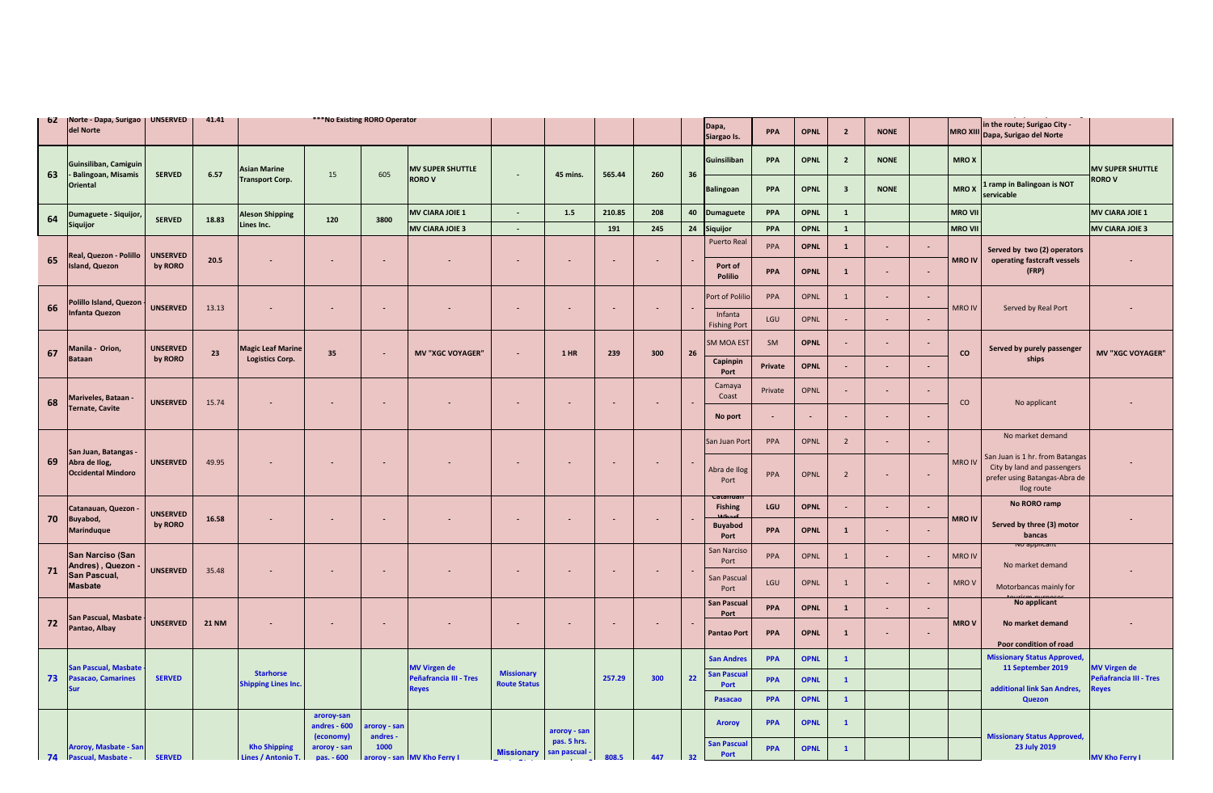| | | | | | | | | | | | | | | | | | | | | | |
|---|---|---|---|---|---|---|---|---|---|---|---|---|---|---|---|---|---|---|---|---|---|
| 62 | Norte - Dapa, Surigao del Norte | UNSERVED | 41.41 | ***No Existing RORO Operator | | | | | | | | | Dapa, Siargao Is. | PPA | OPNL | 2 | NONE | | MRO XIII | in the route; Surigao City - Dapa, Surigao del Norte | |
| 63 | Guinsiliban, Camiguin - Balingoan, Misamis Oriental | SERVED | 6.57 | Asian Marine Transport Corp. | 15 | 605 | MV SUPER SHUTTLE RORO V | - | 45 mins. | 565.44 | 260 | 36 | Guinsiliban | PPA | OPNL | 2 | NONE | | MRO X | | MV SUPER SHUTTLE RORO V |
| | | | | | | | | | | | | | Balingoan | PPA | OPNL | 3 | NONE | | MRO X | 1 ramp in Balingoan is NOT servicable | |
| 64 | Dumaguete - Siquijor, Siquijor | SERVED | 18.83 | Aleson Shipping Lines Inc. | 120 | 3800 | MV CIARA JOIE 1 | - | 1.5 | 210.85 | 208 | 40 | Dumaguete | PPA | OPNL | 1 | | | MRO VII | | MV CIARA JOIE 1 |
| | | | | | | | MV CIARA JOIE 3 | - | | 191 | 245 | 24 | Siquijor | PPA | OPNL | 1 | | | MRO VII | | MV CIARA JOIE 3 |
| 65 | Real, Quezon - Polillo Island, Quezon | UNSERVED by RORO | 20.5 | - | - | - | - | - | - | - | - | - | Puerto Real | PPA | OPNL | 1 | - | - | MRO IV | Served by two (2) operators operating fastcraft vessels (FRP) | - |
| | | | | | | | | | | | | | Port of Polillo | PPA | OPNL | 1 | - | - | | | |
| 66 | Polillo Island, Quezon - Infanta Quezon | UNSERVED | 13.13 | - | - | - | - | - | - | - | - | - | Port of Polillo | PPA | OPNL | 1 | - | - | MRO IV | Served by Real Port | - |
| | | | | | | | | | | | | | Infanta Fishing Port | LGU | OPNL | - | - | - | | | |
| 67 | Manila - Orion, Bataan | UNSERVED by RORO | 23 | Magic Leaf Marine Logistics Corp. | 35 | - | MV "XGC VOYAGER" | - | 1 HR | 239 | 300 | 26 | SM MOA EST | SM | OPNL | - | - | - | CO | Served by purely passenger ships | MV "XGC VOYAGER" |
| | | | | | | | | | | | | | Capinpin Port | Private | OPNL | - | - | - | | | |
| 68 | Mariveles, Bataan - Ternate, Cavite | UNSERVED | 15.74 | - | - | - | - | - | - | - | - | - | Camaya Coast | Private | OPNL | - | - | - | CO | No applicant | - |
| | | | | | | | | | | | | | No port | - | - | - | - | - | | | |
| 69 | San Juan, Batangas - Abra de Ilog, Occidental Mindoro | UNSERVED | 49.95 | - | - | - | - | - | - | - | - | - | San Juan Port | PPA | OPNL | 2 | - | - | MRO IV | No market demand<br>San Juan is 1 hr. from Batangas City by land and passengers prefer using Batangas-Abra de Ilog route | - |
| | | | | | | | | | | | | | Abra de Ilog Port | PPA | OPNL | 2 | - | - | | | |
| 70 | Catanauan, Quezon - Buyabod, Marinduque | UNSERVED by RORO | 16.58 | - | - | - | - | - | - | - | - | - | Catanauan Fishing Wharf | LGU | OPNL | - | - | - | MRO IV | No RORO ramp<br>Served by three (3) motor bancas | - |
| | | | | | | | | | | | | | Buyabod Port | PPA | OPNL | 1 | - | - | | | |
| 71 | San Narciso (San Andres), Quezon - San Pascual, Masbate | UNSERVED | 35.48 | - | - | - | - | - | - | - | - | - | San Narciso Port | PPA | OPNL | 1 | - | - | MRO IV | No applicant<br>No market demand | - |
| | | | | | | | | | | | | | San Pascual Port | LGU | OPNL | 1 | - | - | MRO V | Motorbancas mainly for tourism purposes | |
| 72 | San Pascual, Masbate - Pantao, Albay | UNSERVED | 21 NM | - | - | - | - | - | - | - | - | - | San Pascual Port | PPA | OPNL | 1 | - | - | MRO V | No applicant<br>No market demand<br>Poor condition of road | - |
| | | | | | | | | | | | | | Pantao Port | PPA | OPNL | 1 | - | - | | | |
| 73 | San Pascual, Masbate - Pasacao, Camarines Sur | SERVED | | Starhorse Shipping Lines Inc. | | | MV Virgen de Peñafrancia III - Tres Reyes | Missionary Route Status | | 257.29 | 300 | 22 | San Andres | PPA | OPNL | 1 | | | | Missionary Status Approved, 11 September 2019<br>additional link San Andres, Quezon | MV Virgen de Peñafrancia III - Tres Reyes |
| | | | | | | | | | | | | | San Pascual Port | PPA | OPNL | 1 | | | | | |
| | | | | | | | | | | | | | Pasacao | PPA | OPNL | 1 | | | | | |
| 74 | Aroroy, Masbate - San Pascual, Masbate - | SERVED | | Kho Shipping Lines / Antonio T. | aroroy-san andres - 600 (economy) aroroy - san pas. - 600 | aroroy - san andres - 1000 aroroy - san | MV Kho Ferry I | Missionary | aroroy - san pas. 5 hrs. san pascual - | 808.5 | 447 | 32 | Aroroy | PPA | OPNL | 1 | | | | Missionary Status Approved, 23 July 2019 | MV Kho Ferry I |
| | | | | | | | | | | | | | San Pascual Port | PPA | OPNL | 1 | | | | | |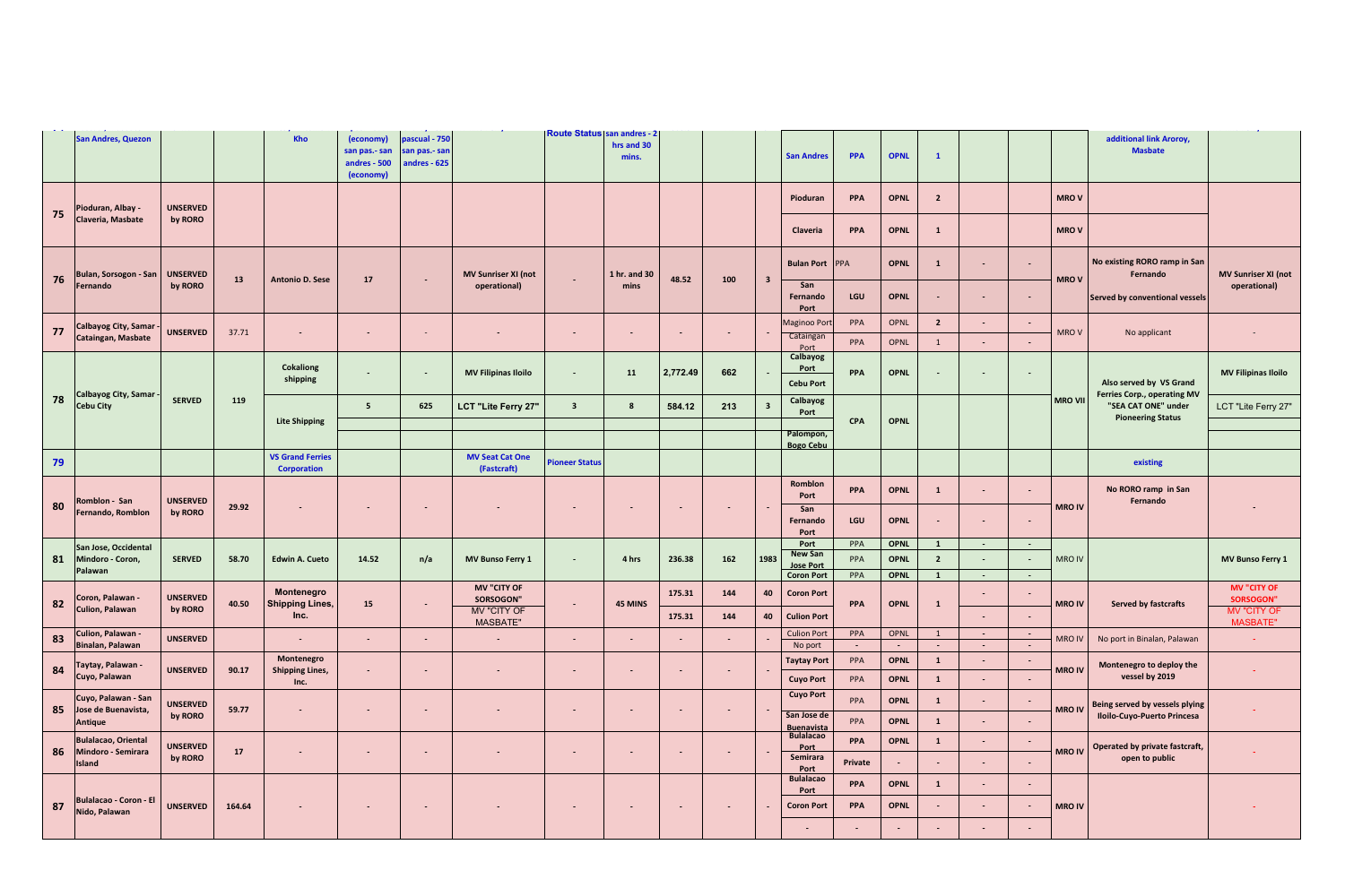| | | | | | | | | | | | | | | | | | | | | | |
|---|---|---|---|---|---|---|---|---|---|---|---|---|---|---|---|---|---|---|---|---|---|
| | San Andres, Quezon | | | Kho | (economy) san pas.- san andres - 500 (economy) | pascual - 750 san pas.- san andres - 625 | | Route Status | san andres - 2 hrs and 30 mins. | | | | San Andres | PPA | OPNL | 1 | | | | additional link Aroroy, Masbate | |
| 75 | Pioduran, Albay - Claveria, Masbate | UNSERVED by RORO | | | | | | | | | | | Pioduran | PPA | OPNL | 2 | | | MRO V | | |
| | | | | | | | | | | | | | Claveria | PPA | OPNL | 1 | | | MRO V | | |
| 76 | Bulan, Sorsogon - San Fernando | UNSERVED by RORO | 13 | Antonio D. Sese | 17 | - | MV Sunriser XI (not operational) | - | 1 hr. and 30 mins | 48.52 | 100 | 3 | Bulan Port | PPA | OPNL | 1 | - | - | MRO V | No existing RORO ramp in San Fernando | MV Sunriser XI (not operational) |
| | | | | | | | | | | | | | San Fernando Port | LGU | OPNL | - | - | - | | Served by conventional vessels | |
| 77 | Calbayog City, Samar - Cataingan, Masbate | UNSERVED | 37.71 | - | - | - | - | - | - | - | - | - | Maginoo Port | PPA | OPNL | 2 | - | - | MRO V | No applicant | - |
| | | | | | | | | | | | | | Cataingan Port | PPA | OPNL | 1 | - | - | | | |
| 78 | Calbayog City, Samar - Cebu City | SERVED | 119 | Cokaliong shipping | - | - | MV Filipinas Iloilo | - | 11 | 2,772.49 | 662 | - | Calbayog Port | PPA | OPNL | - | - | - | MRO VII | Also served by VS Grand Ferries Corp., operating MV "SEA CAT ONE" under Pioneering Status | MV Filipinas Iloilo |
| | | | | | | | | | | | | | Cebu Port | | | | | | | | |
| | | | | Lite Shipping | 5 | 625 | LCT "Lite Ferry 27" | 3 | 8 | 584.12 | 213 | 3 | Calbayog Port | CPA | OPNL | | | | | | LCT "Lite Ferry 27" |
| | | | | | | | | | | | | | Palompon, Bogo Cebu | | | | | | | | |
| 79 | | | | VS Grand Ferries Corporation | | | MV Seat Cat One (Fastcraft) | Pioneer Status | | | | | | | | | | | | existing | |
| 80 | Romblon - San Fernando, Romblon | UNSERVED by RORO | 29.92 | - | - | - | - | - | - | - | - | - | Romblon Port | PPA | OPNL | 1 | - | - | MRO IV | No RORO ramp in San Fernando | - |
| | | | | | | | | | | | | | San Fernando Port | LGU | OPNL | - | - | - | | | |
| 81 | San Jose, Occidental Mindoro - Coron, Palawan | SERVED | 58.70 | Edwin A. Cueto | 14.52 | n/a | MV Bunso Ferry 1 | - | 4 hrs | 236.38 | 162 | 1983 | Port | PPA | OPNL | 1 | - | - | MRO IV | | MV Bunso Ferry 1 |
| | | | | | | | | | | | | | New San Jose Port | PPA | OPNL | 2 | - | - | | | |
| | | | | | | | | | | | | | Coron Port | PPA | OPNL | 1 | - | - | | | |
| 82 | Coron, Palawan - Culion, Palawan | UNSERVED by RORO | 40.50 | Montenegro Shipping Lines, Inc. | 15 | - | MV "CITY OF SORSOGON" | - | 45 MINS | 175.31 | 144 | 40 | Coron Port | PPA | OPNL | 1 | - | - | MRO IV | Served by fastcrafts | MV "CITY OF SORSOGON" |
| | | | | | | | MV "CITY OF MASBATE" | | | 175.31 | 144 | 40 | Culion Port | | | | - | - | | | MV "CITY OF MASBATE" |
| 83 | Culion, Palawan - Binalan, Palawan | UNSERVED | | - | - | - | - | - | - | - | - | - | Culion Port | PPA | OPNL | 1 | - | - | MRO IV | No port in Binalan, Palawan | - |
| | | | | | | | | | | | | | No port | - | - | - | - | - | | | |
| 84 | Taytay, Palawan - Cuyo, Palawan | UNSERVED | 90.17 | Montenegro Shipping Lines, Inc. | - | - | - | - | - | - | - | - | Taytay Port | PPA | OPNL | 1 | - | - | MRO IV | Montenegro to deploy the vessel by 2019 | - |
| | | | | | | | | | | | | | Cuyo Port | PPA | OPNL | 1 | - | - | | | |
| 85 | Cuyo, Palawan - San Jose de Buenavista, Antique | UNSERVED by RORO | 59.77 | - | - | - | - | - | - | - | - | - | Cuyo Port | PPA | OPNL | 1 | - | - | MRO IV | Being served by vessels plying Iloilo-Cuyo-Puerto Princesa | - |
| | | | | | | | | | | | | | San Jose de Buenavista | PPA | OPNL | 1 | - | - | | | |
| 86 | Bulalacao, Oriental Mindoro - Semirara Island | UNSERVED by RORO | 17 | - | - | - | - | - | - | - | - | - | Bulalacao Port | PPA | OPNL | 1 | - | - | MRO IV | Operated by private fastcraft, open to public | - |
| | | | | | | | | | | | | | Semirara Port | Private | - | - | - | - | | | |
| 87 | Bulalacao - Coron - El Nido, Palawan | UNSERVED | 164.64 | - | - | - | - | - | - | - | - | - | Bulalacao Port | PPA | OPNL | 1 | - | - | MRO IV | | - |
| | | | | | | | | | | | | | Coron Port | PPA | OPNL | - | - | - | | | |
| | | | | | | | | | | | | | - | - | - | - | - | - | | | |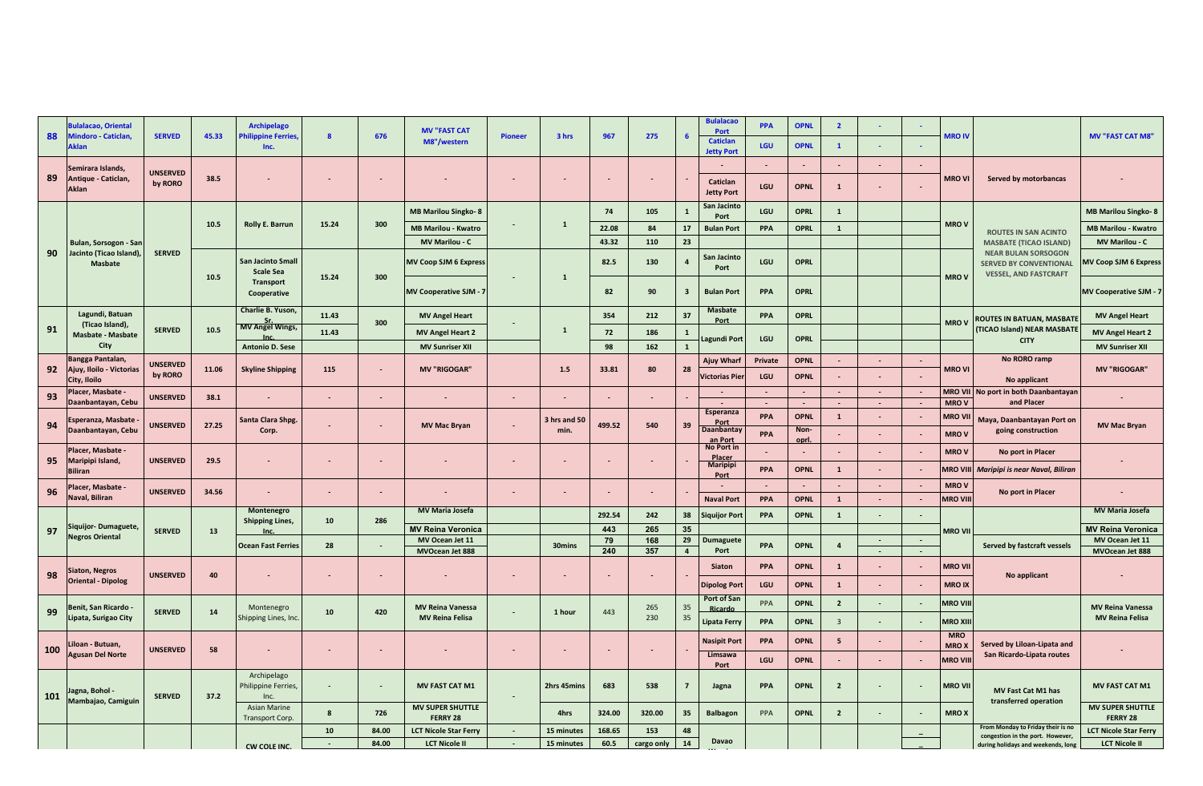| 88 | Bulalacao, Oriental Mindoro - Caticlan, Aklan | SERVED | 45.33 | Archipelago Philippine Ferries, Inc. | 8 | 676 | MV "FAST CAT M8"/western | Pioneer | 3 hrs | 967 | 275 | 6 | Bulalacao Port | PPA | OPNL | 2 | - | - | MRO IV | | MV "FAST CAT M8" |
|---|---|---|---|---|---|---|---|---|---|---|---|---|---|---|---|---|---|---|---|---|---|
| | | | | | | | | | | | | | Caticlan Jetty Port | LGU | OPNL | 1 | - | - | | | |
| 89 | Semirara Islands, Antique - Caticlan, Aklan | UNSERVED by RORO | 38.5 | - | - | - | - | - | - | - | - | - | - | - | - | - | - | - | MRO VI | Served by motorbancas | - |
| | | | | | | | | | | | | | Caticlan Jetty Port | LGU | OPNL | 1 | - | - | | | |
| 90 | Bulan, Sorsogon - San Jacinto (Ticao Island), Masbate | SERVED | 10.5 | Rolly E. Barrun | 15.24 | 300 | MB Marilou Singko- 8 | - | 1 | 74 | 105 | 1 | San Jacinto Port | LGU | OPRL | 1 | | | MRO V | ROUTES IN SAN ACINTO MASBATE (TICAO ISLAND) NEAR BULAN SORSOGON SERVED BY CONVENTIONAL VESSEL, AND FASTCRAFT | MB Marilou Singko- 8 |
| | | | | | | | MB Marilou - Kwatro | | | 22.08 | 84 | 17 | Bulan Port | PPA | OPRL | 1 | | | | | MB Marilou - Kwatro |
| | | | | | | | MV Marilou - C | | | 43.32 | 110 | 23 | | | | | | | | | MV Marilou - C |
| | | | 10.5 | San Jacinto Small Scale Sea Transport Cooperative | 15.24 | 300 | MV Coop SJM 6 Express | - | 1 | 82.5 | 130 | 4 | San Jacinto Port | LGU | OPRL | | | | MRO V | | MV Coop SJM 6 Express |
| | | | | | | | MV Cooperative SJM - 7 | | | 82 | 90 | 3 | Bulan Port | PPA | OPRL | | | | | | MV Cooperative SJM - 7 |
| 91 | Lagundi, Batuan (Ticao Island), Masbate - Masbate City | SERVED | 10.5 | Charlie B. Yuson, Sr. | 11.43 | 300 | MV Angel Heart | - | 1 | 354 | 212 | 37 | Masbate Port | PPA | OPRL | | | | MRO V | ROUTES IN BATUAN, MASBATE (TICAO Island) NEAR MASBATE CITY | MV Angel Heart |
| | | | | MV Angel Wings, Inc. | 11.43 | | MV Angel Heart 2 | | | 72 | 186 | 1 | Lagundi Port | LGU | OPRL | | | | | | MV Angel Heart 2 |
| | | | | Antonio D. Sese | | | MV Sunriser XII | | | 98 | 162 | 1 | | | | | | | | | MV Sunriser XII |
| 92 | Bangga Pantalan, Ajuy, Iloilo - Victorias City, Iloilo | UNSERVED by RORO | 11.06 | Skyline Shipping | 115 | - | MV "RIGOGAR" | | 1.5 | 33.81 | 80 | 28 | Ajuy Wharf | Private | OPNL | - | - | - | MRO VI | No RORO ramp | MV "RIGOGAR" |
| | | | | | | | | | | | | | Victorias Pier | LGU | OPNL | - | - | - | | No applicant | |
| 93 | Placer, Masbate - Daanbantayan, Cebu | UNSERVED | 38.1 | - | - | - | - | - | - | - | - | - | - | - | - | - | - | - | MRO VII | No port in both Daanbantayan and Placer | - |
| | | | | | | | | | | | | | - | - | - | - | - | - | MRO V | | |
| 94 | Esperanza, Masbate - Daanbantayan, Cebu | UNSERVED | 27.25 | Santa Clara Shpg. Corp. | - | - | MV Mac Bryan | | 3 hrs and 50 min. | 499.52 | 540 | 39 | Esperanza Port | PPA | OPNL | 1 | - | - | MRO VII | Maya, Daanbantayan Port on going construction | MV Mac Bryan |
| | | | | | | | | | | | | | Daanbantayan Port | PPA | Non-oprl. | - | - | - | MRO V | | |
| 95 | Placer, Masbate - Maripipi Island, Biliran | UNSERVED | 29.5 | - | - | - | - | - | - | - | - | - | No Port in Placer | - | - | - | - | - | MRO V | No port in Placer | - |
| | | | | | | | | | | | | | Maripipi Port | PPA | OPNL | 1 | - | - | MRO VIII | *Maripipi is near Naval, Biliran* | |
| 96 | Placer, Masbate - Naval, Biliran | UNSERVED | 34.56 | - | - | - | - | - | - | - | - | - | - | - | - | - | - | - | MRO V | No port in Placer | - |
| | | | | | | | | | | | | | Naval Port | PPA | OPNL | 1 | - | - | MRO VIII | | |
| 97 | Siquijor- Dumaguete, Negros Oriental | SERVED | 13 | Montenegro Shipping Lines, Inc. | 10 | 286 | MV Maria Josefa | | | 292.54 | 242 | 38 | Siquijor Port | PPA | OPNL | 1 | - | - | MRO VII | | MV Maria Josefa |
| | | | | | | | MV Reina Veronica | | | 443 | 265 | 35 | | | | | | | | | MV Reina Veronica |
| | | | | Ocean Fast Ferries | 28 | - | MV Ocean Jet 11 | | 30mins | 79 | 168 | 29 | Dumaguete Port | PPA | OPNL | 4 | - | - | | Served by fastcraft vessels | MV Ocean Jet 11 |
| | | | | | | | MVOcean Jet 888 | | | 240 | 357 | 4 | | | | | - | - | | | MVOcean Jet 888 |
| 98 | Siaton, Negros Oriental - Dipolog | UNSERVED | 40 | - | - | - | - | - | - | - | - | - | Siaton | PPA | OPNL | 1 | - | - | MRO VII | No applicant | - |
| | | | | | | | | | | | | | Dipolog Port | LGU | OPNL | 1 | - | - | MRO IX | | |
| 99 | Benit, San Ricardo - Lipata, Surigao City | SERVED | 14 | Montenegro Shipping Lines, Inc. | 10 | 420 | MV Reina Vanessa MV Reina Felisa | - | 1 hour | 443 | 265 230 | 35 35 | Port of San Ricardo | PPA | OPNL | 2 | - | - | MRO VIII | | MV Reina Vanessa MV Reina Felisa |
| | | | | | | | | | | | | | Lipata Ferry | PPA | OPNL | 3 | - | - | MRO XIII | | |
| 100 | Liloan - Butuan, Agusan Del Norte | UNSERVED | 58 | - | - | - | - | - | - | - | - | - | Nasipit Port | PPA | OPNL | 5 | - | - | MRO MRO X | Served by Liloan-Lipata and San Ricardo-Lipata routes | - |
| | | | | | | | | | | | | | Limsawa Port | LGU | OPNL | - | - | - | MRO VIII | | |
| 101 | Jagna, Bohol - Mambajao, Camiguin | SERVED | 37.2 | Archipelago Philippine Ferries, Inc. | - | - | MV FAST CAT M1 | - | 2hrs 45mins | 683 | 538 | 7 | Jagna | PPA | OPNL | 2 | - | - | MRO VII | MV Fast Cat M1 has transferred operation | MV FAST CAT M1 |
| | | | | Asian Marine Transport Corp. | 8 | 726 | MV SUPER SHUTTLE FERRY 28 | | 4hrs | 324.00 | 320.00 | 35 | Balbagon | PPA | OPNL | 2 | - | - | MRO X | | MV SUPER SHUTTLE FERRY 28 |
| | | | | CW COLE INC. | 10 | 84.00 | LCT Nicole Star Ferry | - | 15 minutes | 168.65 | 153 | 48 | Davao | | | | | _ | | From Monday to Friday their is no congestion in the port. However, during holidays and weekends, long | LCT Nicole Star Ferry |
| | | | | | - | 84.00 | LCT Nicole II | - | 15 minutes | 60.5 | cargo only | 14 | | | | | | _ | | | LCT Nicole II |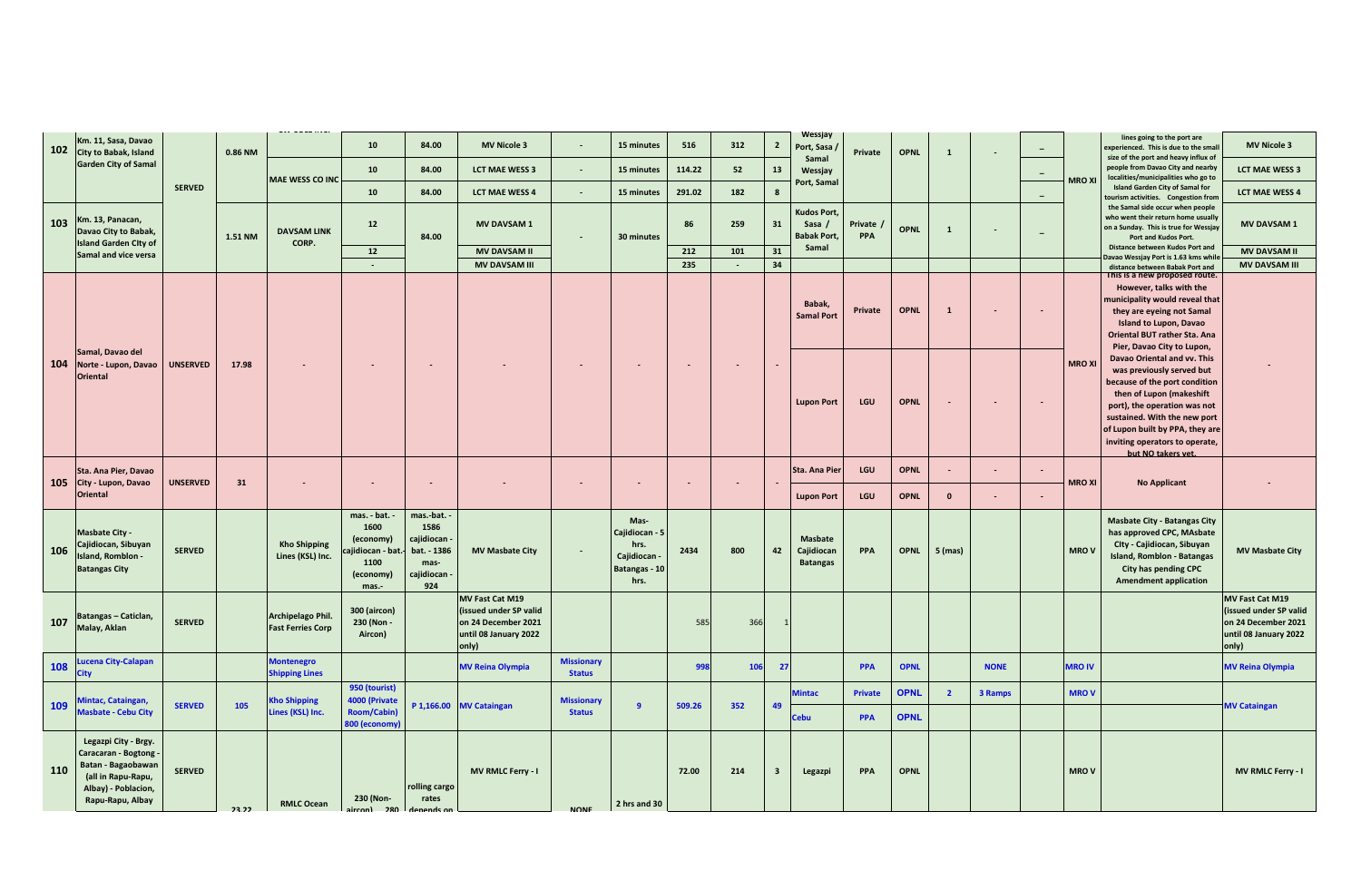| 102 | Km. 11, Sasa, Davao City to Babak, Island Garden City of Samal | SERVED | 0.86 NM | MAE WESS CO INC | 10 | 84.00 | MV Nicole 3 | - | 15 minutes | 516 | 312 | 2 | Wessjay Port, Sasa / Samal Wessjay Port, Samal | Private | OPNL | 1 | - | _ | MRO XI | lines going to the port are experienced. This is due to the small size of the port and heavy influx of people from Davao City and nearby localities/municipalities who go to Island Garden City of Samal for tourism activities. Congestion from the Samal side occur when people who went their return home usually on a Sunday. This is true for Wessjay Port and Kudos Port. Distance between Kudos Port and Davao Wessjay Port is 1.63 kms while distance between Babak Port and | MV Nicole 3 |
|---|---|---|---|---|---|---|---|---|---|---|---|---|---|---|---|---|---|---|---|---|---|
| | | | | | 10 | 84.00 | LCT MAE WESS 3 | - | 15 minutes | 114.22 | 52 | 13 | | | | | | _ | | | LCT MAE WESS 3 |
| | | | | | 10 | 84.00 | LCT MAE WESS 4 | - | 15 minutes | 291.02 | 182 | 8 | | | | | | _ | | | LCT MAE WESS 4 |
| 103 | Km. 13, Panacan, Davao City to Babak, Island Garden City of Samal and vice versa | | 1.51 NM | DAVSAM LINK CORP. | 12 | 84.00 | MV DAVSAM 1 | - | 30 minutes | 86 | 259 | 31 | Kudos Port, Sasa / Babak Port, Samal | Private / PPA | OPNL | 1 | - | _ | | | MV DAVSAM 1 |
| | | | | | 12 | | MV DAVSAM II | | | 212 | 101 | 31 | | | | | | | | | MV DAVSAM II |
| | | | | | - | | MV DAVSAM III | | | 235 | - | 34 | | | | | | | | | MV DAVSAM III |
| 104 | Samal, Davao del Norte - Lupon, Davao Oriental | UNSERVED | 17.98 | - | - | - | - | - | - | - | - | - | Babak, Samal Port | Private | OPNL | 1 | - | - | MRO XI | This is a new proposed route. However, talks with the municipality would reveal that they are eyeing not Samal Island to Lupon, Davao Oriental BUT rather Sta. Ana Pier, Davao City to Lupon, Davao Oriental and vv. This was previously served but because of the port condition then of Lupon (makeshift port), the operation was not sustained. With the new port of Lupon built by PPA, they are inviting operators to operate, but NO takers yet. | - |
| | | | | | | | | | | | | | Lupon Port | LGU | OPNL | - | - | - | | | |
| 105 | Sta. Ana Pier, Davao City - Lupon, Davao Oriental | UNSERVED | 31 | - | - | - | - | - | - | - | - | - | Sta. Ana Pier | LGU | OPNL | - | - | - | MRO XI | No Applicant | - |
| | | | | | | | | | | | | | Lupon Port | LGU | OPNL | 0 | - | - | | | |
| 106 | Masbate City - Cajidiocan, Sibuyan Island, Romblon - Batangas City | SERVED | | Kho Shipping Lines (KSL) Inc. | mas. - bat. - 1600 (economy) cajidiocan - bat.- 1100 (economy) mas.- | mas.-bat. - 1586 cajidiocan - bat. - 1386 mas- cajidiocan - 924 | MV Masbate City | - | Mas- Cajidiocan - 5 hrs. Cajidiocan - Batangas - 10 hrs. | 2434 | 800 | 42 | Masbate Cajidiocan Batangas | PPA | OPNL | 5 (mas) | | | MRO V | Masbate City - Batangas City has approved CPC, MAsbate CIty - Cajidiocan, Sibuyan Island, Romblon - Batangas City has pending CPC Amendment application | MV Masbate City |
| 107 | Batangas – Caticlan, Malay, Aklan | SERVED | | Archipelago Phil. Fast Ferries Corp | 300 (aircon) 230 (Non - Aircon) | | MV Fast Cat M19 (issued under SP valid on 24 December 2021 until 08 January 2022 only) | | | 585 | 366 | 1 | | | | | | | | | MV Fast Cat M19 (issued under SP valid on 24 December 2021 until 08 January 2022 only) |
| 108 | Lucena City-Calapan City | | | Montenegro Shipping Lines | | | MV Reina Olympia | Missionary Status | | 998 | 106 | 27 | | PPA | OPNL | | NONE | | MRO IV | | MV Reina Olympia |
| 109 | Mintac, Cataingan, Masbate - Cebu City | SERVED | 105 | Kho Shipping Lines (KSL) Inc. | 950 (tourist) 4000 (Private Room/Cabin) 800 (economy) | P 1,166.00 | MV Cataingan | Missionary Status | 9 | 509.26 | 352 | 49 | Mintac | Private | OPNL | 2 | 3 Ramps | | MRO V | | MV Cataingan |
| | | | | | | | | | | | | | Cebu | PPA | OPNL | | | | | | |
| 110 | Legazpi City - Brgy. Caracaran - Bogtong - Batan - Bagaobawan (all in Rapu-Rapu, Albay) - Poblacion, Rapu-Rapu, Albay | SERVED | 23.22 | RMLC Ocean | 230 (Non-aircon) 280 | rolling cargo rates depends on | MV RMLC Ferry - I | NONE | 2 hrs and 30 | 72.00 | 214 | 3 | Legazpi | PPA | OPNL | | | | MRO V | | MV RMLC Ferry - I |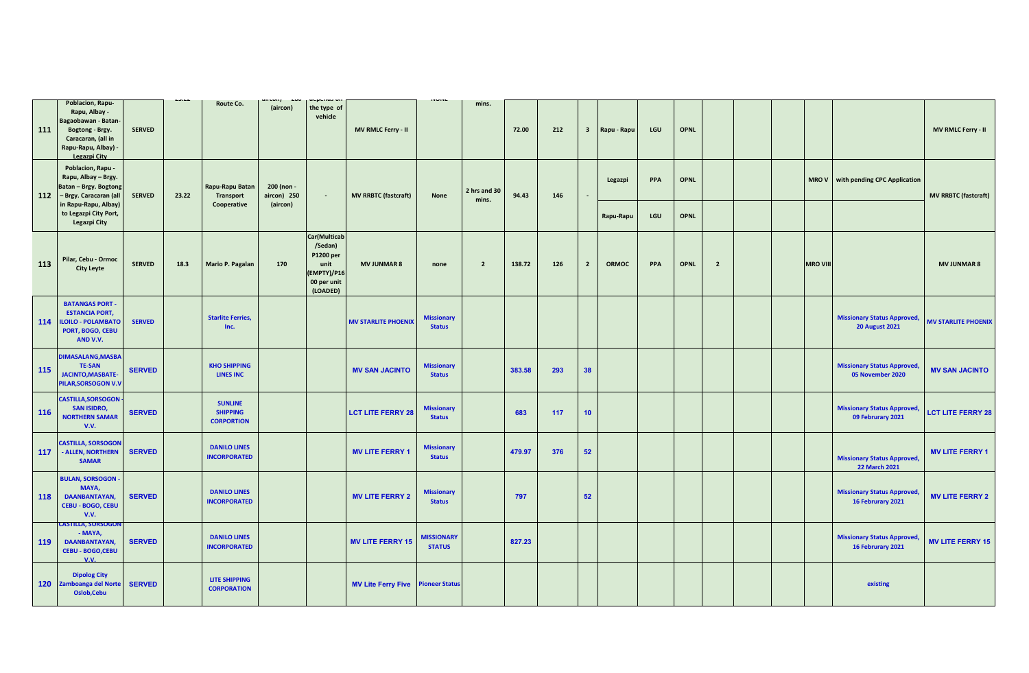| | | | | | | | | | | | | | | | | | | | | | |
|---|---|---|---|---|---|---|---|---|---|---|---|---|---|---|---|---|---|---|---|---|---|
| 111 | Poblacion, Rapu-Rapu, Albay - Bagaobawan - Batan-Bogtong - Brgy. Caracaran, (all in Rapu-Rapu, Albay) - Legazpi City | SERVED | 23.22 | Route Co. | aircon) 200 (aircon) | depends on the type of vehicle | MV RMLC Ferry - II | NONE | mins. | 72.00 | 212 | 3 | Rapu - Rapu | LGU | OPNL | | | | | | MV RMLC Ferry - II |
| 112 | Poblacion, Rapu - Rapu, Albay – Brgy. Batan – Brgy. Bogtong – Brgy. Caracaran (all in Rapu-Rapu, Albay) to Legazpi City Port, Legazpi City | SERVED | 23.22 | Rapu-Rapu Batan Transport Cooperative | 200 (non - aircon) 250 (aircon) | - | MV RRBTC (fastcraft) | None | 2 hrs and 30 mins. | 94.43 | 146 | - | Legazpi<br>Rapu-Rapu | PPA<br>LGU | OPNL<br>OPNL | | | | MRO V | with pending CPC Application | MV RRBTC (fastcraft) |
| 113 | Pilar, Cebu - Ormoc City Leyte | SERVED | 18.3 | Mario P. Pagalan | 170 | Car(Multicab /Sedan) P1200 per unit (EMPTY)/P1600 per unit (LOADED) | MV JUNMAR 8 | none | 2 | 138.72 | 126 | 2 | ORMOC | PPA | OPNL | 2 | | | MRO VIII | | MV JUNMAR 8 |
| 114 | BATANGAS PORT - ESTANCIA PORT, ILOILO - POLAMBATO PORT, BOGO, CEBU AND V.V. | SERVED | | Starlite Ferries, Inc. | | | MV STARLITE PHOENIX | Missionary Status | | | | | | | | | | | | Missionary Status Approved, 20 August 2021 | MV STARLITE PHOENIX |
| 115 | DIMASALANG,MASBATE-SAN JACINTO,MASBATE-PILAR,SORSOGON V.V | SERVED | | KHO SHIPPING LINES INC | | | MV SAN JACINTO | Missionary Status | | 383.58 | 293 | 38 | | | | | | | | Missionary Status Approved, 05 November 2020 | MV SAN JACINTO |
| 116 | CASTILLA,SORSOGON - SAN ISIDRO, NORTHERN SAMAR V.V. | SERVED | | SUNLINE SHIPPING CORPORTION | | | LCT LITE FERRY 28 | Missionary Status | | 683 | 117 | 10 | | | | | | | | Missionary Status Approved, 09 Februrary 2021 | LCT LITE FERRY 28 |
| 117 | CASTILLA, SORSOGON - ALLEN, NORTHERN SAMAR | SERVED | | DANILO LINES INCORPORATED | | | MV LITE FERRY 1 | Missionary Status | | 479.97 | 376 | 52 | | | | | | | | Missionary Status Approved, 22 March 2021 | MV LITE FERRY 1 |
| 118 | BULAN, SORSOGON - MAYA, DAANBANTAYAN, CEBU - BOGO, CEBU V.V. | SERVED | | DANILO LINES INCORPORATED | | | MV LITE FERRY 2 | Missionary Status | | 797 | | 52 | | | | | | | | Missionary Status Approved, 16 Februrary 2021 | MV LITE FERRY 2 |
| 119 | CASTILLA, SORSOGON - MAYA, DAANBANTAYAN, CEBU - BOGO,CEBU V.V. | SERVED | | DANILO LINES INCORPORATED | | | MV LITE FERRY 15 | MISSIONARY STATUS | | 827.23 | | | | | | | | | | Missionary Status Approved, 16 Februrary 2021 | MV LITE FERRY 15 |
| 120 | Dipolog City Zamboanga del Norte Oslob,Cebu | SERVED | | LITE SHIPPING CORPORATION | | | MV Lite Ferry Five | Pioneer Status | | | | | | | | | | | | existing | |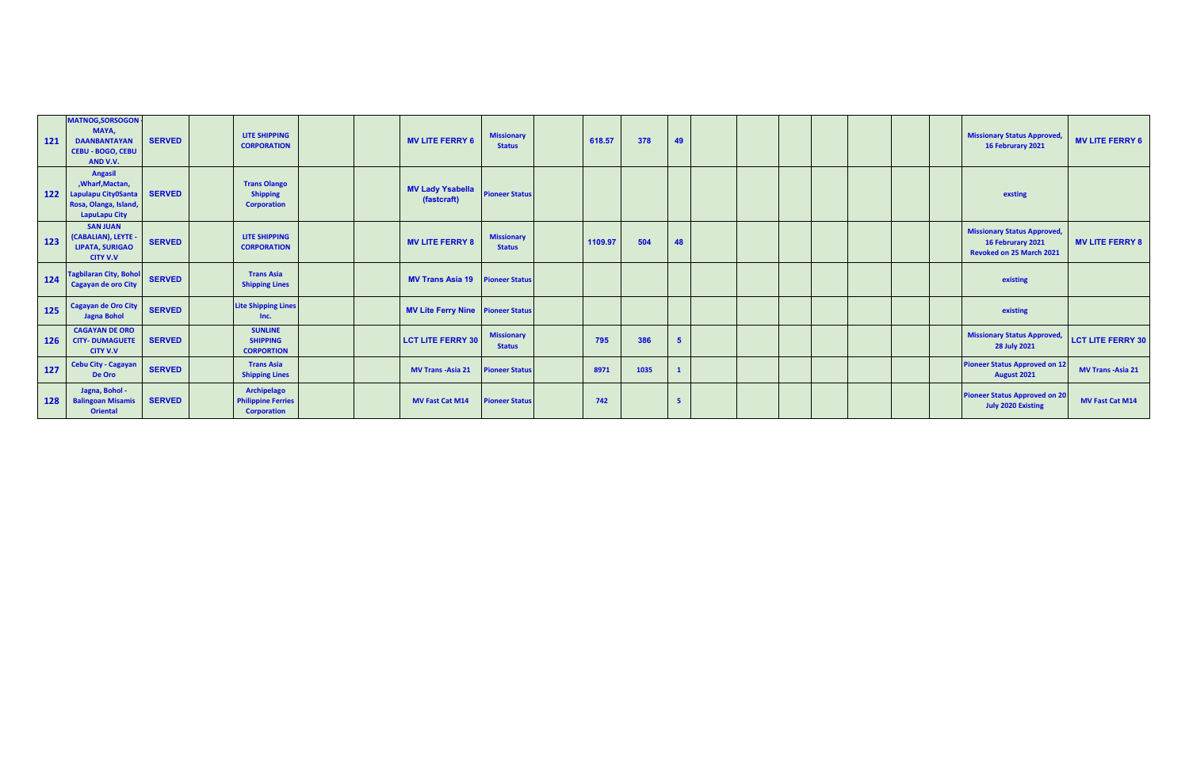| | | | | | | | | | | | | | | | | | | | | | |
|---|---|---|---|---|---|---|---|---|---|---|---|---|---|---|---|---|---|---|---|---|---|
| 121 | MATNOG,SORSOGON - MAYA, DAANBANTAYAN CEBU - BOGO, CEBU AND V.V. | SERVED | | LITE SHIPPING CORPORATION | | | MV LITE FERRY 6 | Missionary Status | | 618.57 | 378 | 49 | | | | | | | | Missionary Status Approved, 16 Februrary 2021 | MV LITE FERRY 6 |
| 122 | Angasil ,Wharf,Mactan, Lapulapu City0Santa Rosa, Olanga, Island, LapuLapu City | SERVED | | Trans Olango Shipping Corporation | | | MV Lady Ysabella (fastcraft) | Pioneer Status | | | | | | | | | | | | exsting | |
| 123 | SAN JUAN (CABALIAN), LEYTE - LIPATA, SURIGAO CITY V.V | SERVED | | LITE SHIPPING CORPORATION | | | MV LITE FERRY 8 | Missionary Status | | 1109.97 | 504 | 48 | | | | | | | | Missionary Status Approved, 16 Februrary 2021 Revoked on 25 March 2021 | MV LITE FERRY 8 |
| 124 | Tagbilaran City, Bohol Cagayan de oro City | SERVED | | Trans Asia Shipping Lines | | | MV Trans Asia 19 | Pioneer Status | | | | | | | | | | | | existing | |
| 125 | Cagayan de Oro City Jagna Bohol | SERVED | | Lite Shipping Lines Inc. | | | MV Lite Ferry Nine | Pioneer Status | | | | | | | | | | | | existing | |
| 126 | CAGAYAN DE ORO CITY- DUMAGUETE CITY V.V | SERVED | | SUNLINE SHIPPING CORPORTION | | | LCT LITE FERRY 30 | Missionary Status | | 795 | 386 | 5 | | | | | | | | Missionary Status Approved, 28 July 2021 | LCT LITE FERRY 30 |
| 127 | Cebu City - Cagayan De Oro | SERVED | | Trans Asia Shipping Lines | | | MV Trans -Asia 21 | Pioneer Status | | 8971 | 1035 | 1 | | | | | | | | Pioneer Status Approved on 12 August 2021 | MV Trans -Asia 21 |
| 128 | Jagna, Bohol - Balingoan Misamis Oriental | SERVED | | Archipelago Philippine Ferries Corporation | | | MV Fast Cat M14 | Pioneer Status | | 742 | | 5 | | | | | | | | Pioneer Status Approved on 20 July 2020 Existing | MV Fast Cat M14 |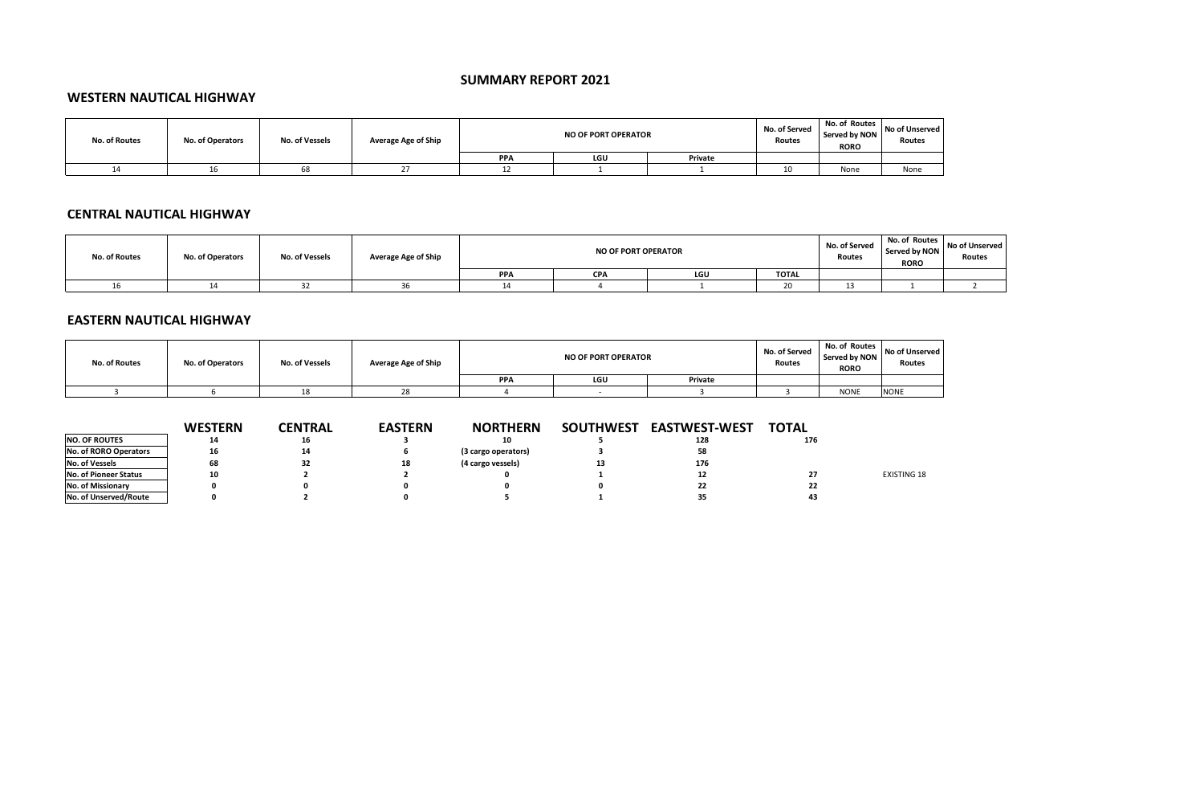# SUMMARY REPORT 2021

## WESTERN NAUTICAL HIGHWAY

| No. of Routes | No. of Operators | No. of Vessels | Average Age of Ship | NO OF PORT OPERATOR | | | No. of Served Routes | No. of Routes Served by NON RORO | No of Unserved Routes |
|---|---|---|---|---|---|---|---|---|---|
| | | | | PPA | LGU | Private | | | |
| 14 | 16 | 68 | 27 | 12 | 1 | 1 | 10 | None | None |

## CENTRAL NAUTICAL HIGHWAY

| No. of Routes | No. of Operators | No. of Vessels | Average Age of Ship | NO OF PORT OPERATOR | | | | No. of Served Routes | No. of Routes Served by NON RORO | No of Unserved Routes |
|---|---|---|---|---|---|---|---|---|---|---|
| | | | | PPA | CPA | LGU | TOTAL | | | |
| 16 | 14 | 32 | 36 | 14 | 4 | 1 | 20 | 13 | 1 | 2 |

## EASTERN NAUTICAL HIGHWAY

| No. of Routes | No. of Operators | No. of Vessels | Average Age of Ship | NO OF PORT OPERATOR | | | No. of Served Routes | No. of Routes Served by NON RORO | No of Unserved Routes |
|---|---|---|---|---|---|---|---|---|---|
| | | | | PPA | LGU | Private | | | |
| 3 | 6 | 18 | 28 | 4 | - | 3 | 3 | NONE | NONE |

| | WESTERN | CENTRAL | EASTERN | NORTHERN | SOUTHWEST | EASTWEST-WEST | TOTAL | |
|---|---|---|---|---|---|---|---|---|
| NO. OF ROUTES | 14 | 16 | 3 | 10 | 5 | 128 | 176 | |
| No. of RORO Operators | 16 | 14 | 6 | (3 cargo operators) | 3 | 58 | | |
| No. of Vessels | 68 | 32 | 18 | (4 cargo vessels) | 13 | 176 | | |
| No. of Pioneer Status | 10 | 2 | 2 | 0 | 1 | 12 | 27 | EXISTING 18 |
| No. of Missionary | 0 | 0 | 0 | 0 | 0 | 22 | 22 | |
| No. of Unserved/Route | 0 | 2 | 0 | 5 | 1 | 35 | 43 | |